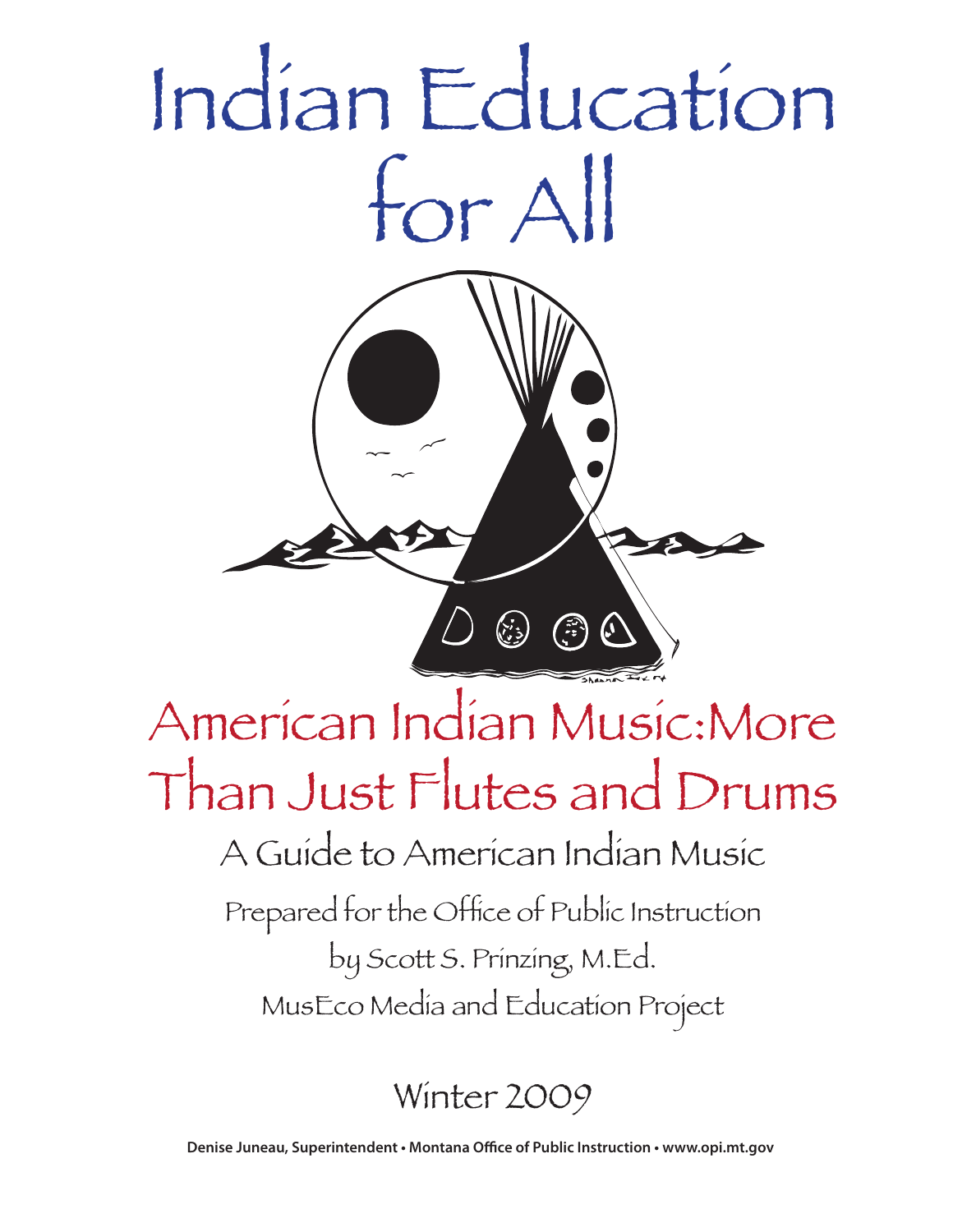# Indian Education for All

## American Indian Music: More Than Just Flutes and Drums

### A Guide to American Indian Music

Prepared for the Office of Public Instruction

by Scott S. Prinzing, M.Ed.

MusEco Media and Education Project

Winter 2009

**Denise Juneau, Superintendent • Montana Office of Public Instruction • www.opi.mt.gov**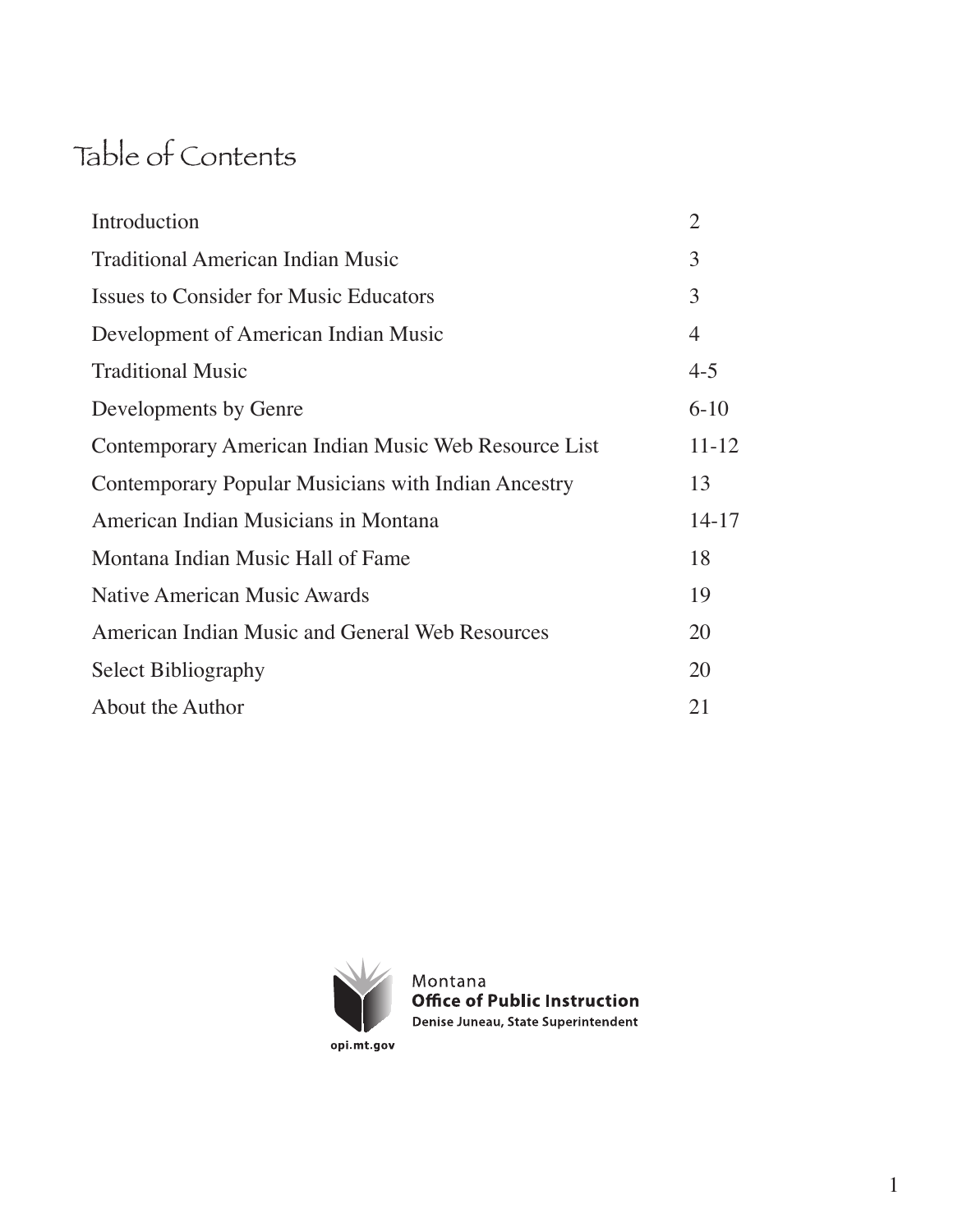# Table of Contents

| | |
|---|---|
| Introduction | 2 |
| Traditional American Indian Music | 3 |
| Issues to Consider for Music Educators | 3 |
| Development of American Indian Music | 4 |
| Traditional Music | 4-5 |
| Developments by Genre | 6-10 |
| Contemporary American Indian Music Web Resource List | 11-12 |
| Contemporary Popular Musicians with Indian Ancestry | 13 |
| American Indian Musicians in Montana | 14-17 |
| Montana Indian Music Hall of Fame | 18 |
| Native American Music Awards | 19 |
| American Indian Music and General Web Resources | 20 |
| Select Bibliography | 20 |
| About the Author | 21 |

Montana
**Office of Public Instruction**
**Denise Juneau, State Superintendent**

opi.mt.gov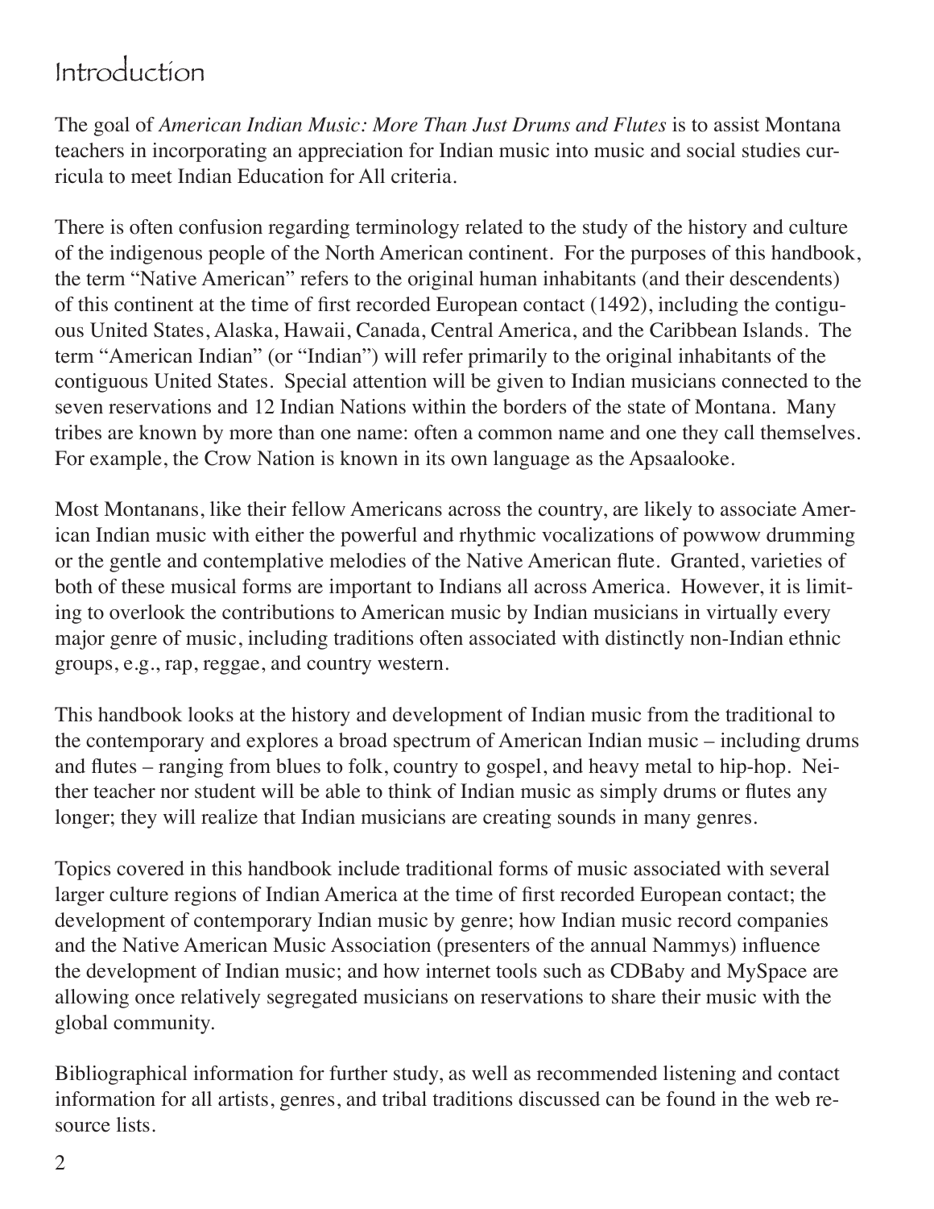# Introduction

The goal of *American Indian Music: More Than Just Drums and Flutes* is to assist Montana teachers in incorporating an appreciation for Indian music into music and social studies curricula to meet Indian Education for All criteria.

There is often confusion regarding terminology related to the study of the history and culture of the indigenous people of the North American continent. For the purposes of this handbook, the term "Native American" refers to the original human inhabitants (and their descendents) of this continent at the time of first recorded European contact (1492), including the contiguous United States, Alaska, Hawaii, Canada, Central America, and the Caribbean Islands. The term "American Indian" (or "Indian") will refer primarily to the original inhabitants of the contiguous United States. Special attention will be given to Indian musicians connected to the seven reservations and 12 Indian Nations within the borders of the state of Montana. Many tribes are known by more than one name: often a common name and one they call themselves. For example, the Crow Nation is known in its own language as the Apsaalooke.

Most Montanans, like their fellow Americans across the country, are likely to associate American Indian music with either the powerful and rhythmic vocalizations of powwow drumming or the gentle and contemplative melodies of the Native American flute. Granted, varieties of both of these musical forms are important to Indians all across America. However, it is limiting to overlook the contributions to American music by Indian musicians in virtually every major genre of music, including traditions often associated with distinctly non-Indian ethnic groups, e.g., rap, reggae, and country western.

This handbook looks at the history and development of Indian music from the traditional to the contemporary and explores a broad spectrum of American Indian music – including drums and flutes – ranging from blues to folk, country to gospel, and heavy metal to hip-hop. Neither teacher nor student will be able to think of Indian music as simply drums or flutes any longer; they will realize that Indian musicians are creating sounds in many genres.

Topics covered in this handbook include traditional forms of music associated with several larger culture regions of Indian America at the time of first recorded European contact; the development of contemporary Indian music by genre; how Indian music record companies and the Native American Music Association (presenters of the annual Nammys) influence the development of Indian music; and how internet tools such as CDBaby and MySpace are allowing once relatively segregated musicians on reservations to share their music with the global community.

Bibliographical information for further study, as well as recommended listening and contact information for all artists, genres, and tribal traditions discussed can be found in the web resource lists.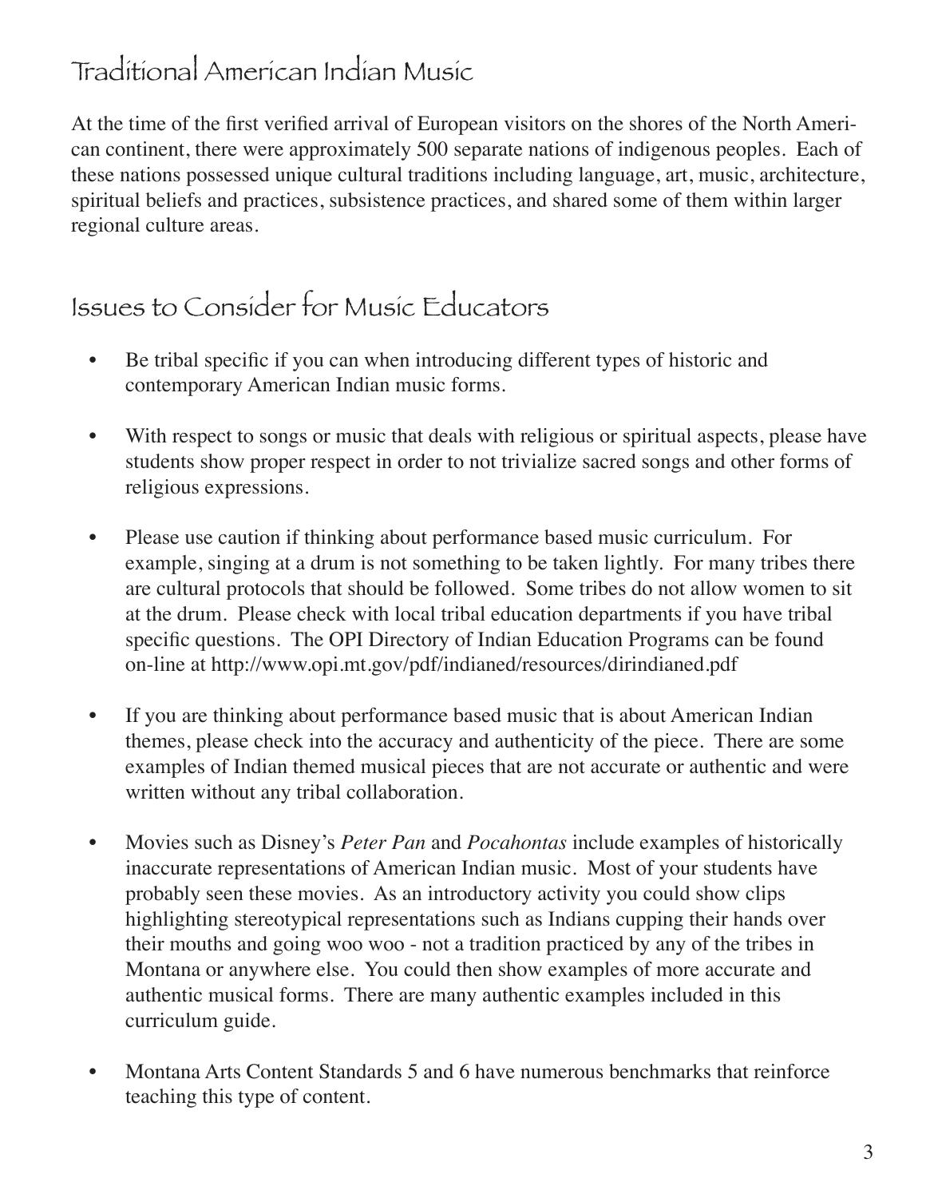## Traditional American Indian Music

At the time of the first verified arrival of European visitors on the shores of the North American continent, there were approximately 500 separate nations of indigenous peoples. Each of these nations possessed unique cultural traditions including language, art, music, architecture, spiritual beliefs and practices, subsistence practices, and shared some of them within larger regional culture areas.

## Issues to Consider for Music Educators

- Be tribal specific if you can when introducing different types of historic and contemporary American Indian music forms.
- With respect to songs or music that deals with religious or spiritual aspects, please have students show proper respect in order to not trivialize sacred songs and other forms of religious expressions.
- Please use caution if thinking about performance based music curriculum. For example, singing at a drum is not something to be taken lightly. For many tribes there are cultural protocols that should be followed. Some tribes do not allow women to sit at the drum. Please check with local tribal education departments if you have tribal specific questions. The OPI Directory of Indian Education Programs can be found on-line at http://www.opi.mt.gov/pdf/indianed/resources/dirindianed.pdf
- If you are thinking about performance based music that is about American Indian themes, please check into the accuracy and authenticity of the piece. There are some examples of Indian themed musical pieces that are not accurate or authentic and were written without any tribal collaboration.
- Movies such as Disney's *Peter Pan* and *Pocahontas* include examples of historically inaccurate representations of American Indian music. Most of your students have probably seen these movies. As an introductory activity you could show clips highlighting stereotypical representations such as Indians cupping their hands over their mouths and going woo woo - not a tradition practiced by any of the tribes in Montana or anywhere else. You could then show examples of more accurate and authentic musical forms. There are many authentic examples included in this curriculum guide.
- Montana Arts Content Standards 5 and 6 have numerous benchmarks that reinforce teaching this type of content.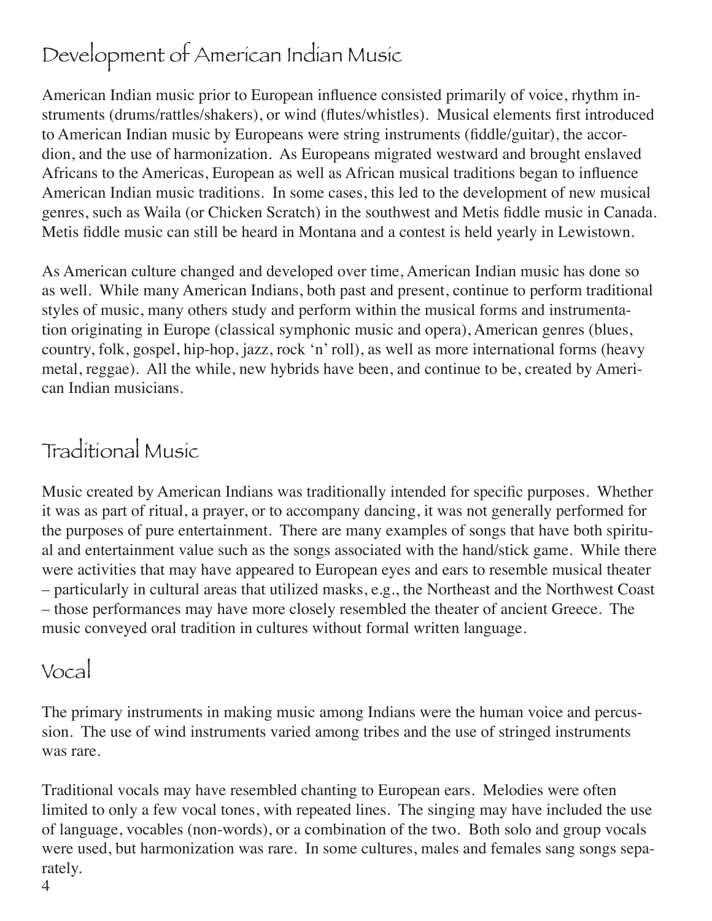## Development of American Indian Music

American Indian music prior to European influence consisted primarily of voice, rhythm instruments (drums/rattles/shakers), or wind (flutes/whistles). Musical elements first introduced to American Indian music by Europeans were string instruments (fiddle/guitar), the accordion, and the use of harmonization. As Europeans migrated westward and brought enslaved Africans to the Americas, European as well as African musical traditions began to influence American Indian music traditions. In some cases, this led to the development of new musical genres, such as Waila (or Chicken Scratch) in the southwest and Metis fiddle music in Canada. Metis fiddle music can still be heard in Montana and a contest is held yearly in Lewistown.

As American culture changed and developed over time, American Indian music has done so as well. While many American Indians, both past and present, continue to perform traditional styles of music, many others study and perform within the musical forms and instrumentation originating in Europe (classical symphonic music and opera), American genres (blues, country, folk, gospel, hip-hop, jazz, rock 'n' roll), as well as more international forms (heavy metal, reggae). All the while, new hybrids have been, and continue to be, created by American Indian musicians.

## Traditional Music

Music created by American Indians was traditionally intended for specific purposes. Whether it was as part of ritual, a prayer, or to accompany dancing, it was not generally performed for the purposes of pure entertainment. There are many examples of songs that have both spiritual and entertainment value such as the songs associated with the hand/stick game. While there were activities that may have appeared to European eyes and ears to resemble musical theater – particularly in cultural areas that utilized masks, e.g., the Northeast and the Northwest Coast – those performances may have more closely resembled the theater of ancient Greece. The music conveyed oral tradition in cultures without formal written language.

## Vocal

The primary instruments in making music among Indians were the human voice and percussion. The use of wind instruments varied among tribes and the use of stringed instruments was rare.

Traditional vocals may have resembled chanting to European ears. Melodies were often limited to only a few vocal tones, with repeated lines. The singing may have included the use of language, vocables (non-words), or a combination of the two. Both solo and group vocals were used, but harmonization was rare. In some cultures, males and females sang songs separately.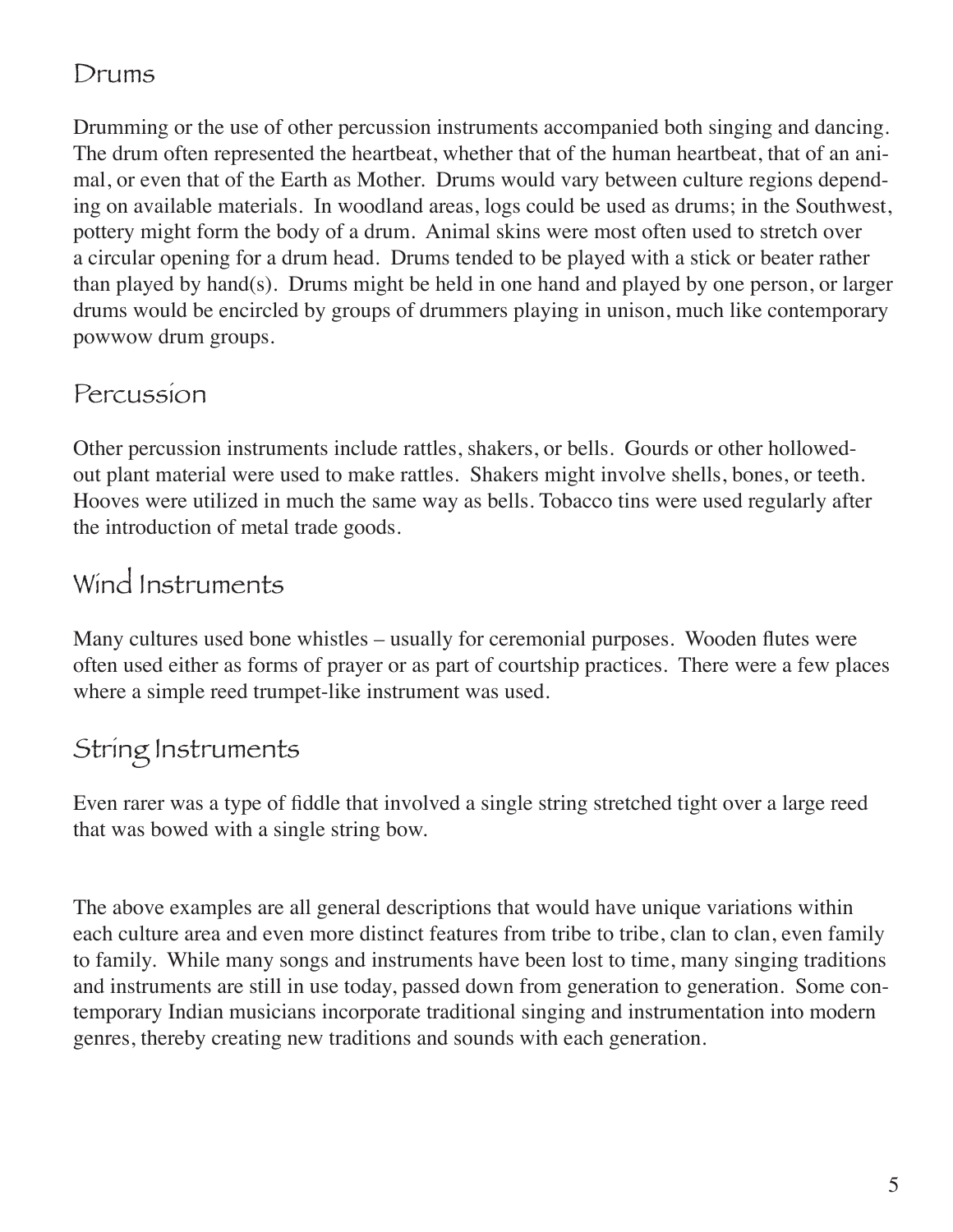## Drums

Drumming or the use of other percussion instruments accompanied both singing and dancing. The drum often represented the heartbeat, whether that of the human heartbeat, that of an animal, or even that of the Earth as Mother. Drums would vary between culture regions depending on available materials. In woodland areas, logs could be used as drums; in the Southwest, pottery might form the body of a drum. Animal skins were most often used to stretch over a circular opening for a drum head. Drums tended to be played with a stick or beater rather than played by hand(s). Drums might be held in one hand and played by one person, or larger drums would be encircled by groups of drummers playing in unison, much like contemporary powwow drum groups.

## Percussion

Other percussion instruments include rattles, shakers, or bells. Gourds or other hollowed-out plant material were used to make rattles. Shakers might involve shells, bones, or teeth. Hooves were utilized in much the same way as bells. Tobacco tins were used regularly after the introduction of metal trade goods.

## Wind Instruments

Many cultures used bone whistles – usually for ceremonial purposes. Wooden flutes were often used either as forms of prayer or as part of courtship practices. There were a few places where a simple reed trumpet-like instrument was used.

## String Instruments

Even rarer was a type of fiddle that involved a single string stretched tight over a large reed that was bowed with a single string bow.

The above examples are all general descriptions that would have unique variations within each culture area and even more distinct features from tribe to tribe, clan to clan, even family to family. While many songs and instruments have been lost to time, many singing traditions and instruments are still in use today, passed down from generation to generation. Some contemporary Indian musicians incorporate traditional singing and instrumentation into modern genres, thereby creating new traditions and sounds with each generation.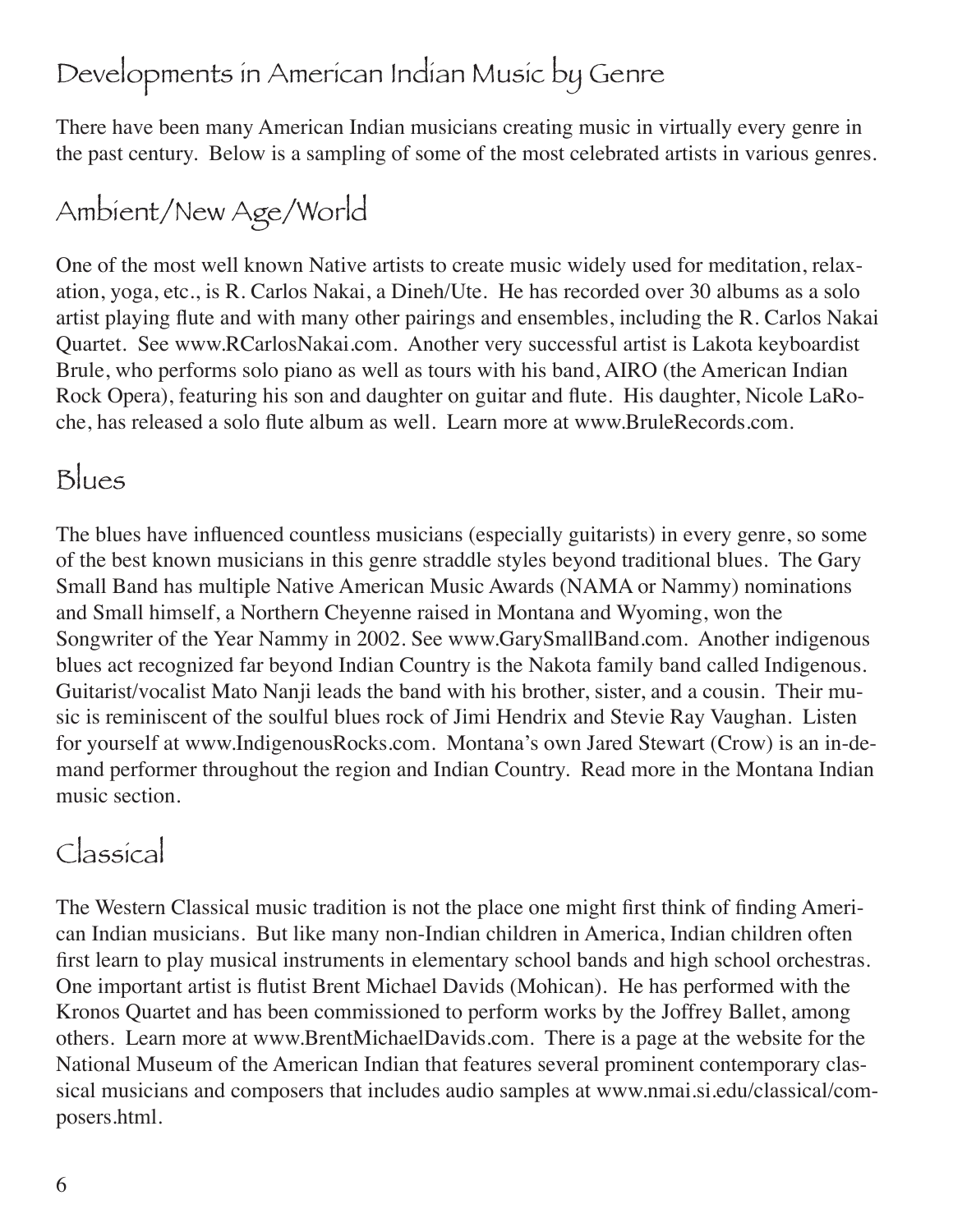# Developments in American Indian Music by Genre

There have been many American Indian musicians creating music in virtually every genre in the past century. Below is a sampling of some of the most celebrated artists in various genres.

## Ambient/New Age/World

One of the most well known Native artists to create music widely used for meditation, relaxation, yoga, etc., is R. Carlos Nakai, a Dineh/Ute. He has recorded over 30 albums as a solo artist playing flute and with many other pairings and ensembles, including the R. Carlos Nakai Quartet. See www.RCarlosNakai.com. Another very successful artist is Lakota keyboardist Brule, who performs solo piano as well as tours with his band, AIRO (the American Indian Rock Opera), featuring his son and daughter on guitar and flute. His daughter, Nicole LaRoche, has released a solo flute album as well. Learn more at www.BruleRecords.com.

## Blues

The blues have influenced countless musicians (especially guitarists) in every genre, so some of the best known musicians in this genre straddle styles beyond traditional blues. The Gary Small Band has multiple Native American Music Awards (NAMA or Nammy) nominations and Small himself, a Northern Cheyenne raised in Montana and Wyoming, won the Songwriter of the Year Nammy in 2002. See www.GarySmallBand.com. Another indigenous blues act recognized far beyond Indian Country is the Nakota family band called Indigenous. Guitarist/vocalist Mato Nanji leads the band with his brother, sister, and a cousin. Their music is reminiscent of the soulful blues rock of Jimi Hendrix and Stevie Ray Vaughan. Listen for yourself at www.IndigenousRocks.com. Montana's own Jared Stewart (Crow) is an in-demand performer throughout the region and Indian Country. Read more in the Montana Indian music section.

## Classical

The Western Classical music tradition is not the place one might first think of finding American Indian musicians. But like many non-Indian children in America, Indian children often first learn to play musical instruments in elementary school bands and high school orchestras. One important artist is flutist Brent Michael Davids (Mohican). He has performed with the Kronos Quartet and has been commissioned to perform works by the Joffrey Ballet, among others. Learn more at www.BrentMichaelDavids.com. There is a page at the website for the National Museum of the American Indian that features several prominent contemporary classical musicians and composers that includes audio samples at www.nmai.si.edu/classical/composers.html.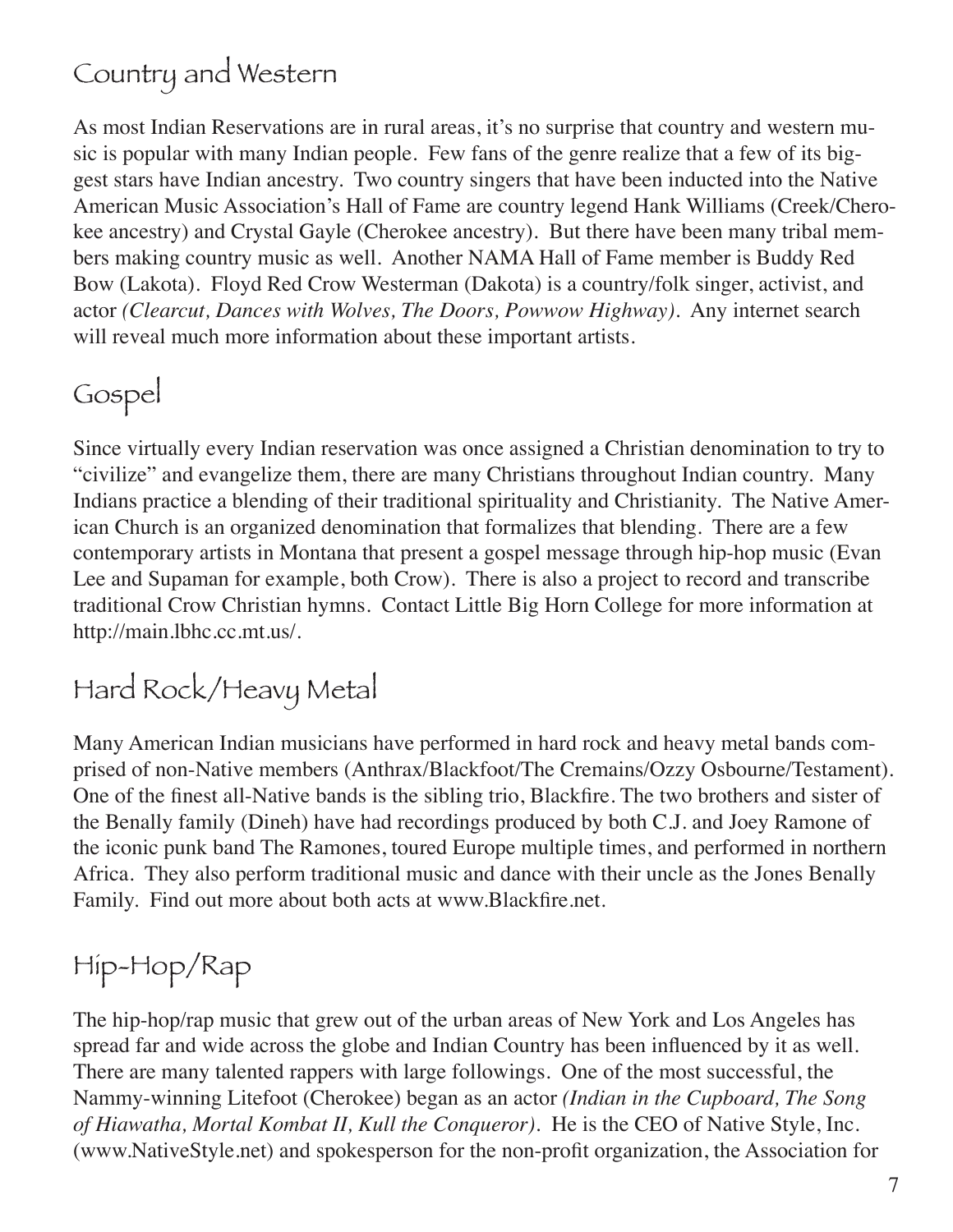## Country and Western

As most Indian Reservations are in rural areas, it's no surprise that country and western music is popular with many Indian people. Few fans of the genre realize that a few of its biggest stars have Indian ancestry. Two country singers that have been inducted into the Native American Music Association's Hall of Fame are country legend Hank Williams (Creek/Cherokee ancestry) and Crystal Gayle (Cherokee ancestry). But there have been many tribal members making country music as well. Another NAMA Hall of Fame member is Buddy Red Bow (Lakota). Floyd Red Crow Westerman (Dakota) is a country/folk singer, activist, and actor *(Clearcut, Dances with Wolves, The Doors, Powwow Highway)*. Any internet search will reveal much more information about these important artists.

## Gospel

Since virtually every Indian reservation was once assigned a Christian denomination to try to "civilize" and evangelize them, there are many Christians throughout Indian country. Many Indians practice a blending of their traditional spirituality and Christianity. The Native American Church is an organized denomination that formalizes that blending. There are a few contemporary artists in Montana that present a gospel message through hip-hop music (Evan Lee and Supaman for example, both Crow). There is also a project to record and transcribe traditional Crow Christian hymns. Contact Little Big Horn College for more information at http://main.lbhc.cc.mt.us/.

## Hard Rock/Heavy Metal

Many American Indian musicians have performed in hard rock and heavy metal bands comprised of non-Native members (Anthrax/Blackfoot/The Cremains/Ozzy Osbourne/Testament). One of the finest all-Native bands is the sibling trio, Blackfire. The two brothers and sister of the Benally family (Dineh) have had recordings produced by both C.J. and Joey Ramone of the iconic punk band The Ramones, toured Europe multiple times, and performed in northern Africa. They also perform traditional music and dance with their uncle as the Jones Benally Family. Find out more about both acts at www.Blackfire.net.

## Hip-Hop/Rap

The hip-hop/rap music that grew out of the urban areas of New York and Los Angeles has spread far and wide across the globe and Indian Country has been influenced by it as well. There are many talented rappers with large followings. One of the most successful, the Nammy-winning Litefoot (Cherokee) began as an actor *(Indian in the Cupboard, The Song of Hiawatha, Mortal Kombat II, Kull the Conqueror)*. He is the CEO of Native Style, Inc. (www.NativeStyle.net) and spokesperson for the non-profit organization, the Association for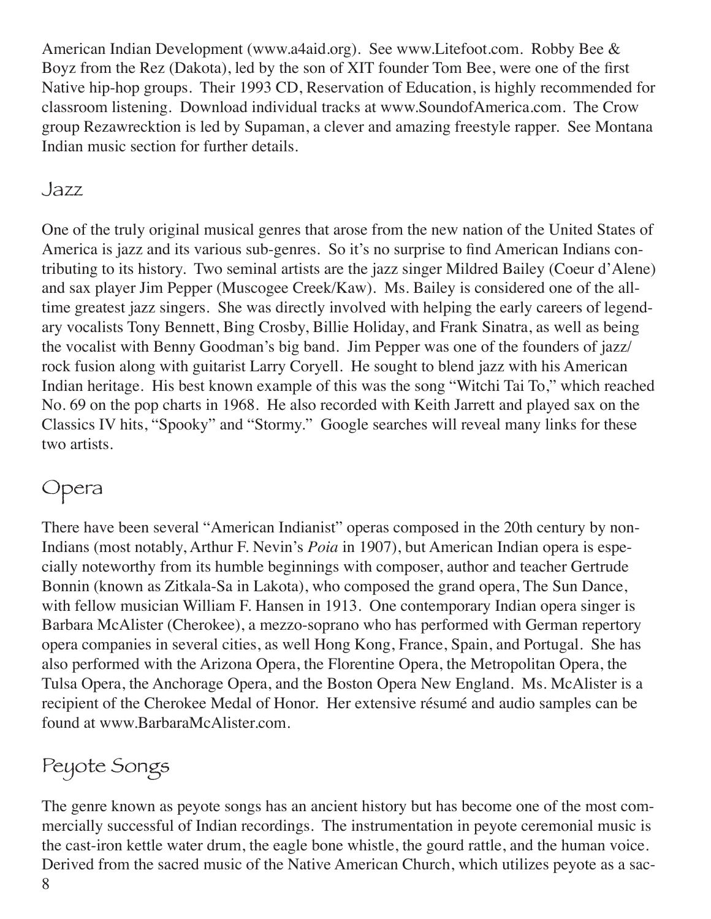American Indian Development (www.a4aid.org). See www.Litefoot.com. Robby Bee & Boyz from the Rez (Dakota), led by the son of XIT founder Tom Bee, were one of the first Native hip-hop groups. Their 1993 CD, Reservation of Education, is highly recommended for classroom listening. Download individual tracks at www.SoundofAmerica.com. The Crow group Rezawrecktion is led by Supaman, a clever and amazing freestyle rapper. See Montana Indian music section for further details.

## Jazz

One of the truly original musical genres that arose from the new nation of the United States of America is jazz and its various sub-genres. So it's no surprise to find American Indians contributing to its history. Two seminal artists are the jazz singer Mildred Bailey (Coeur d'Alene) and sax player Jim Pepper (Muscogee Creek/Kaw). Ms. Bailey is considered one of the all-time greatest jazz singers. She was directly involved with helping the early careers of legendary vocalists Tony Bennett, Bing Crosby, Billie Holiday, and Frank Sinatra, as well as being the vocalist with Benny Goodman's big band. Jim Pepper was one of the founders of jazz/rock fusion along with guitarist Larry Coryell. He sought to blend jazz with his American Indian heritage. His best known example of this was the song "Witchi Tai To," which reached No. 69 on the pop charts in 1968. He also recorded with Keith Jarrett and played sax on the Classics IV hits, "Spooky" and "Stormy." Google searches will reveal many links for these two artists.

## Opera

There have been several "American Indianist" operas composed in the 20th century by non-Indians (most notably, Arthur F. Nevin's *Poia* in 1907), but American Indian opera is especially noteworthy from its humble beginnings with composer, author and teacher Gertrude Bonnin (known as Zitkala-Sa in Lakota), who composed the grand opera, The Sun Dance, with fellow musician William F. Hansen in 1913. One contemporary Indian opera singer is Barbara McAlister (Cherokee), a mezzo-soprano who has performed with German repertory opera companies in several cities, as well Hong Kong, France, Spain, and Portugal. She has also performed with the Arizona Opera, the Florentine Opera, the Metropolitan Opera, the Tulsa Opera, the Anchorage Opera, and the Boston Opera New England. Ms. McAlister is a recipient of the Cherokee Medal of Honor. Her extensive résumé and audio samples can be found at www.BarbaraMcAlister.com.

## Peyote Songs

The genre known as peyote songs has an ancient history but has become one of the most commercially successful of Indian recordings. The instrumentation in peyote ceremonial music is the cast-iron kettle water drum, the eagle bone whistle, the gourd rattle, and the human voice. Derived from the sacred music of the Native American Church, which utilizes peyote as a sac-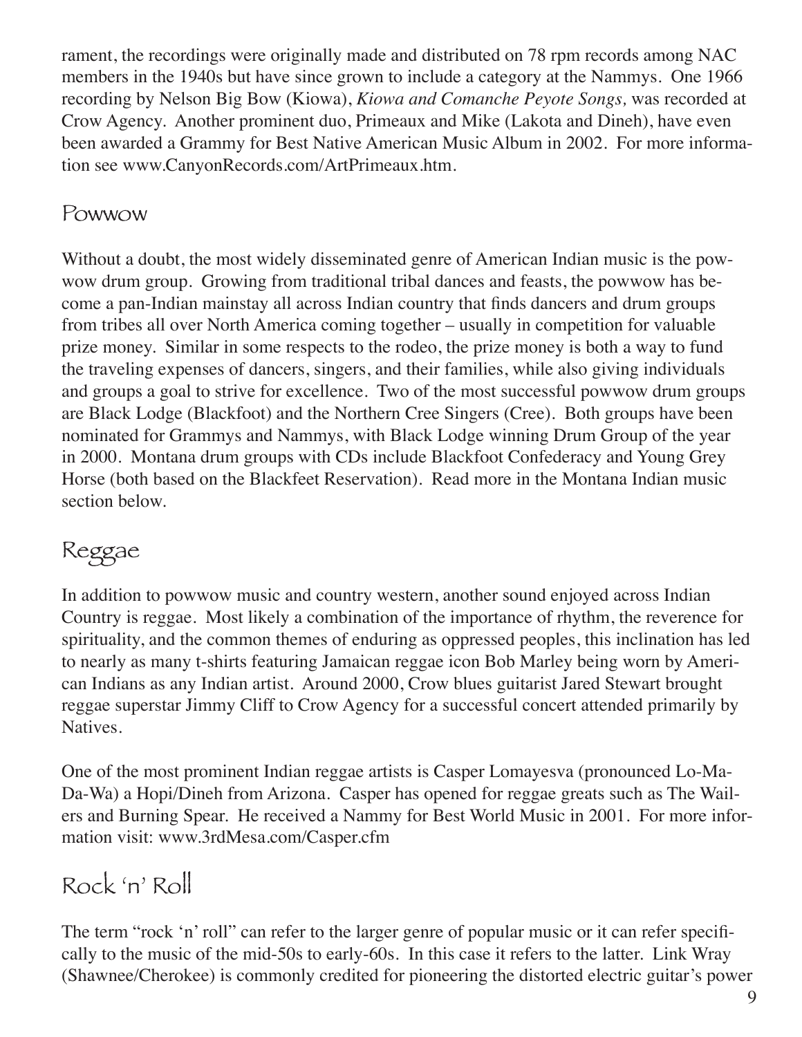rament, the recordings were originally made and distributed on 78 rpm records among NAC members in the 1940s but have since grown to include a category at the Nammys. One 1966 recording by Nelson Big Bow (Kiowa), *Kiowa and Comanche Peyote Songs,* was recorded at Crow Agency. Another prominent duo, Primeaux and Mike (Lakota and Dineh), have even been awarded a Grammy for Best Native American Music Album in 2002. For more information see www.CanyonRecords.com/ArtPrimeaux.htm.

## Powwow

Without a doubt, the most widely disseminated genre of American Indian music is the powwow drum group. Growing from traditional tribal dances and feasts, the powwow has become a pan-Indian mainstay all across Indian country that finds dancers and drum groups from tribes all over North America coming together – usually in competition for valuable prize money. Similar in some respects to the rodeo, the prize money is both a way to fund the traveling expenses of dancers, singers, and their families, while also giving individuals and groups a goal to strive for excellence. Two of the most successful powwow drum groups are Black Lodge (Blackfoot) and the Northern Cree Singers (Cree). Both groups have been nominated for Grammys and Nammys, with Black Lodge winning Drum Group of the year in 2000. Montana drum groups with CDs include Blackfoot Confederacy and Young Grey Horse (both based on the Blackfeet Reservation). Read more in the Montana Indian music section below.

## Reggae

In addition to powwow music and country western, another sound enjoyed across Indian Country is reggae. Most likely a combination of the importance of rhythm, the reverence for spirituality, and the common themes of enduring as oppressed peoples, this inclination has led to nearly as many t-shirts featuring Jamaican reggae icon Bob Marley being worn by American Indians as any Indian artist. Around 2000, Crow blues guitarist Jared Stewart brought reggae superstar Jimmy Cliff to Crow Agency for a successful concert attended primarily by Natives.

One of the most prominent Indian reggae artists is Casper Lomayesva (pronounced Lo-Ma-Da-Wa) a Hopi/Dineh from Arizona. Casper has opened for reggae greats such as The Wailers and Burning Spear. He received a Nammy for Best World Music in 2001. For more information visit: www.3rdMesa.com/Casper.cfm

## Rock 'n' Roll

The term "rock 'n' roll" can refer to the larger genre of popular music or it can refer specifically to the music of the mid-50s to early-60s. In this case it refers to the latter. Link Wray (Shawnee/Cherokee) is commonly credited for pioneering the distorted electric guitar's power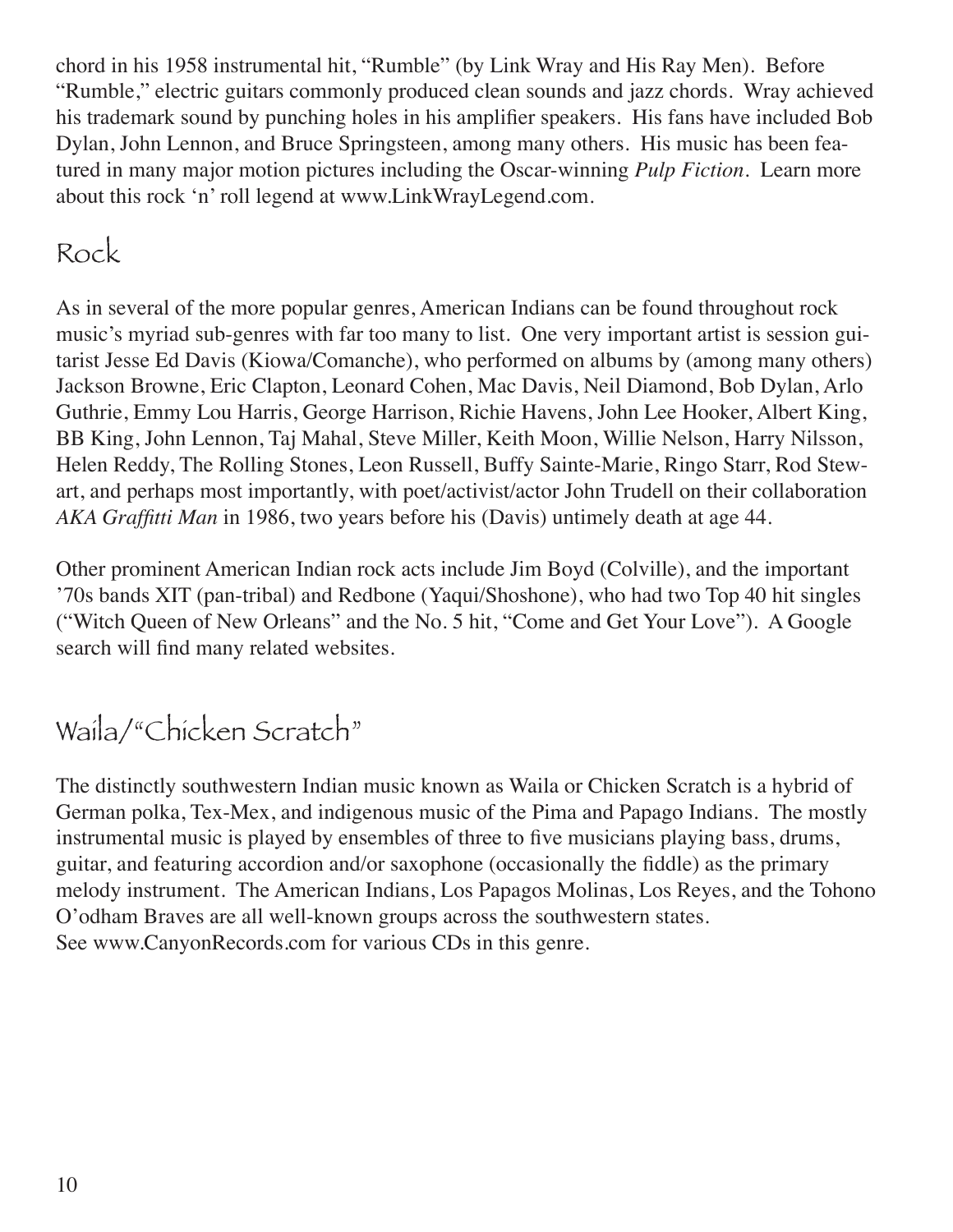chord in his 1958 instrumental hit, "Rumble" (by Link Wray and His Ray Men). Before "Rumble," electric guitars commonly produced clean sounds and jazz chords. Wray achieved his trademark sound by punching holes in his amplifier speakers. His fans have included Bob Dylan, John Lennon, and Bruce Springsteen, among many others. His music has been featured in many major motion pictures including the Oscar-winning *Pulp Fiction*. Learn more about this rock 'n' roll legend at www.LinkWrayLegend.com.

## Rock

As in several of the more popular genres, American Indians can be found throughout rock music's myriad sub-genres with far too many to list. One very important artist is session guitarist Jesse Ed Davis (Kiowa/Comanche), who performed on albums by (among many others) Jackson Browne, Eric Clapton, Leonard Cohen, Mac Davis, Neil Diamond, Bob Dylan, Arlo Guthrie, Emmy Lou Harris, George Harrison, Richie Havens, John Lee Hooker, Albert King, BB King, John Lennon, Taj Mahal, Steve Miller, Keith Moon, Willie Nelson, Harry Nilsson, Helen Reddy, The Rolling Stones, Leon Russell, Buffy Sainte-Marie, Ringo Starr, Rod Stewart, and perhaps most importantly, with poet/activist/actor John Trudell on their collaboration *AKA Graffitti Man* in 1986, two years before his (Davis) untimely death at age 44.

Other prominent American Indian rock acts include Jim Boyd (Colville), and the important '70s bands XIT (pan-tribal) and Redbone (Yaqui/Shoshone), who had two Top 40 hit singles ("Witch Queen of New Orleans" and the No. 5 hit, "Come and Get Your Love"). A Google search will find many related websites.

## Waila/"Chicken Scratch"

The distinctly southwestern Indian music known as Waila or Chicken Scratch is a hybrid of German polka, Tex-Mex, and indigenous music of the Pima and Papago Indians. The mostly instrumental music is played by ensembles of three to five musicians playing bass, drums, guitar, and featuring accordion and/or saxophone (occasionally the fiddle) as the primary melody instrument. The American Indians, Los Papagos Molinas, Los Reyes, and the Tohono O'odham Braves are all well-known groups across the southwestern states.
See www.CanyonRecords.com for various CDs in this genre.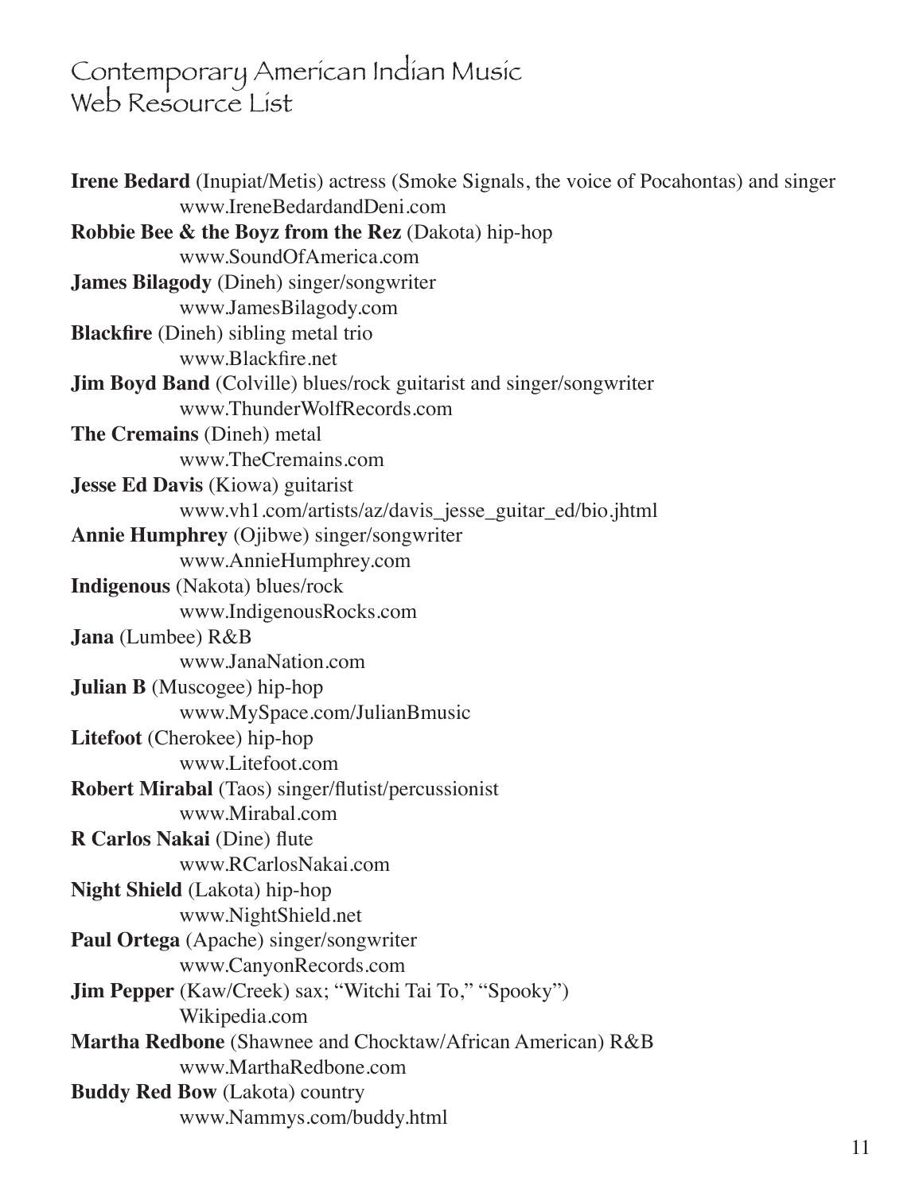# Contemporary American Indian Music Web Resource List

**Irene Bedard** (Inupiat/Metis) actress (Smoke Signals, the voice of Pocahontas) and singer
www.IreneBedardandDeni.com

**Robbie Bee & the Boyz from the Rez** (Dakota) hip-hop
www.SoundOfAmerica.com

**James Bilagody** (Dineh) singer/songwriter
www.JamesBilagody.com

**Blackfire** (Dineh) sibling metal trio
www.Blackfire.net

**Jim Boyd Band** (Colville) blues/rock guitarist and singer/songwriter
www.ThunderWolfRecords.com

**The Cremains** (Dineh) metal
www.TheCremains.com

**Jesse Ed Davis** (Kiowa) guitarist
www.vh1.com/artists/az/davis_jesse_guitar_ed/bio.jhtml

**Annie Humphrey** (Ojibwe) singer/songwriter
www.AnnieHumphrey.com

**Indigenous** (Nakota) blues/rock
www.IndigenousRocks.com

**Jana** (Lumbee) R&B
www.JanaNation.com

**Julian B** (Muscogee) hip-hop
www.MySpace.com/JulianBmusic

**Litefoot** (Cherokee) hip-hop
www.Litefoot.com

**Robert Mirabal** (Taos) singer/flutist/percussionist
www.Mirabal.com

**R Carlos Nakai** (Dine) flute
www.RCarlosNakai.com

**Night Shield** (Lakota) hip-hop
www.NightShield.net

**Paul Ortega** (Apache) singer/songwriter
www.CanyonRecords.com

**Jim Pepper** (Kaw/Creek) sax; "Witchi Tai To," "Spooky")
Wikipedia.com

**Martha Redbone** (Shawnee and Chocktaw/African American) R&B
www.MarthaRedbone.com

**Buddy Red Bow** (Lakota) country
www.Nammys.com/buddy.html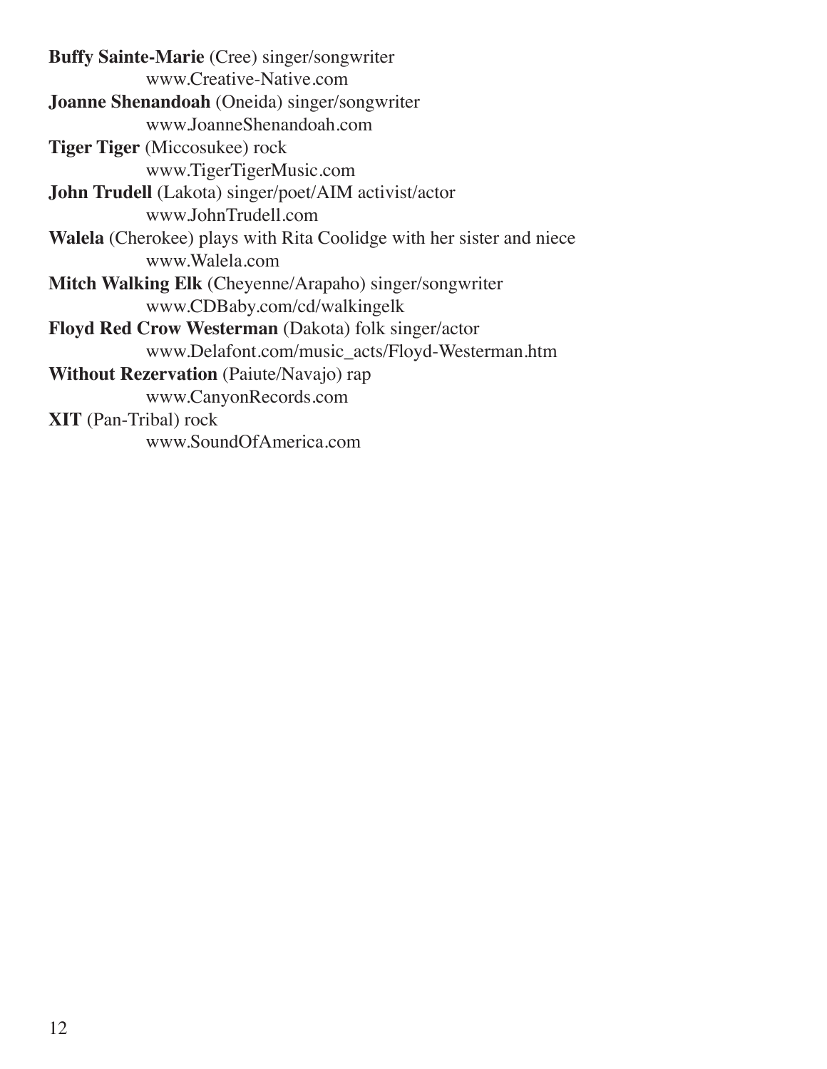**Buffy Sainte-Marie** (Cree) singer/songwriter
www.Creative-Native.com

**Joanne Shenandoah** (Oneida) singer/songwriter
www.JoanneShenandoah.com

**Tiger Tiger** (Miccosukee) rock
www.TigerTigerMusic.com

**John Trudell** (Lakota) singer/poet/AIM activist/actor
www.JohnTrudell.com

**Walela** (Cherokee) plays with Rita Coolidge with her sister and niece
www.Walela.com

**Mitch Walking Elk** (Cheyenne/Arapaho) singer/songwriter
www.CDBaby.com/cd/walkingelk

**Floyd Red Crow Westerman** (Dakota) folk singer/actor
www.Delafont.com/music_acts/Floyd-Westerman.htm

**Without Rezervation** (Paiute/Navajo) rap
www.CanyonRecords.com

**XIT** (Pan-Tribal) rock
www.SoundOfAmerica.com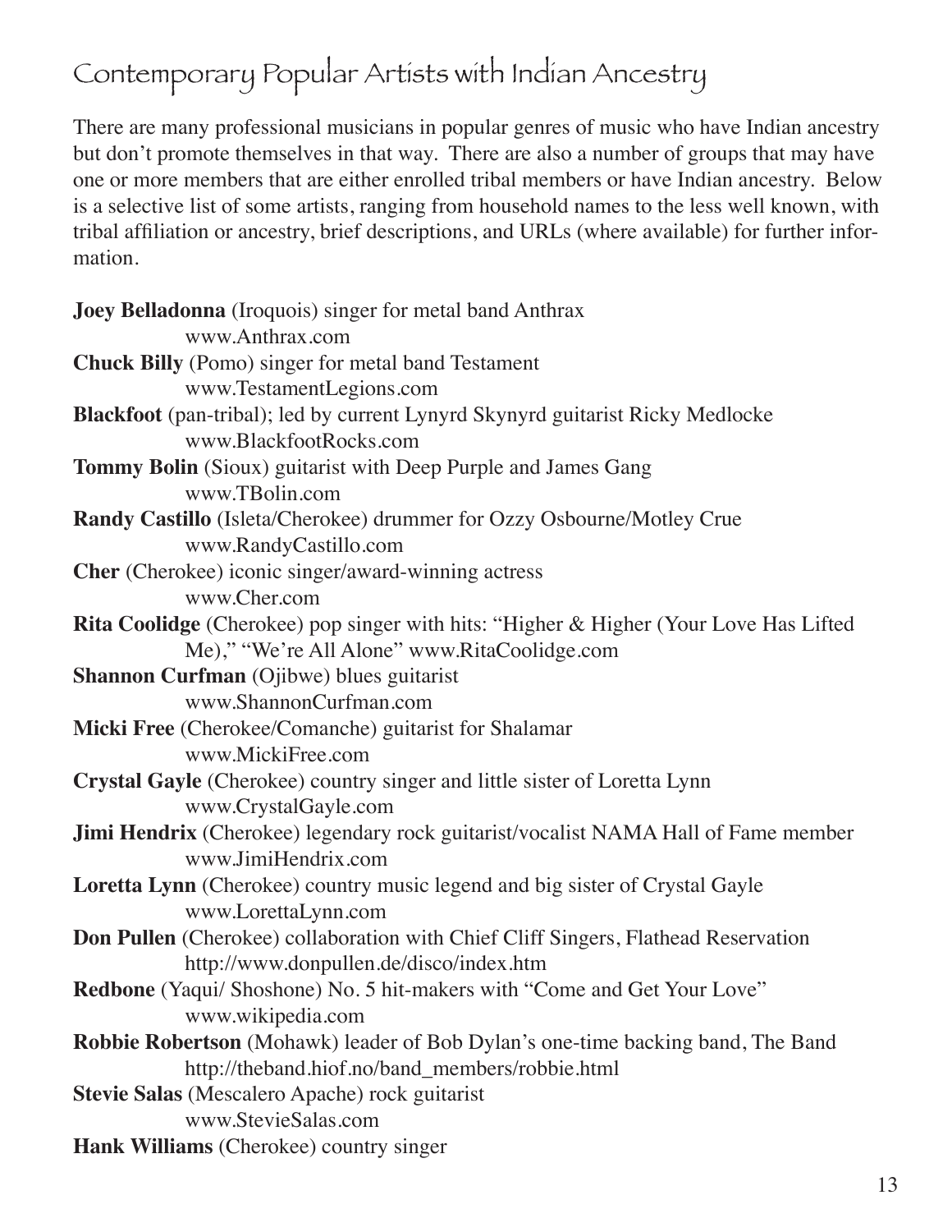# Contemporary Popular Artists with Indian Ancestry

There are many professional musicians in popular genres of music who have Indian ancestry but don't promote themselves in that way. There are also a number of groups that may have one or more members that are either enrolled tribal members or have Indian ancestry. Below is a selective list of some artists, ranging from household names to the less well known, with tribal affiliation or ancestry, brief descriptions, and URLs (where available) for further information.

**Joey Belladonna** (Iroquois) singer for metal band Anthrax
www.Anthrax.com

**Chuck Billy** (Pomo) singer for metal band Testament
www.TestamentLegions.com

**Blackfoot** (pan-tribal); led by current Lynyrd Skynyrd guitarist Ricky Medlocke
www.BlackfootRocks.com

**Tommy Bolin** (Sioux) guitarist with Deep Purple and James Gang
www.TBolin.com

**Randy Castillo** (Isleta/Cherokee) drummer for Ozzy Osbourne/Motley Crue
www.RandyCastillo.com

**Cher** (Cherokee) iconic singer/award-winning actress
www.Cher.com

**Rita Coolidge** (Cherokee) pop singer with hits: "Higher & Higher (Your Love Has Lifted Me)," "We're All Alone" www.RitaCoolidge.com

**Shannon Curfman** (Ojibwe) blues guitarist
www.ShannonCurfman.com

**Micki Free** (Cherokee/Comanche) guitarist for Shalamar
www.MickiFree.com

**Crystal Gayle** (Cherokee) country singer and little sister of Loretta Lynn
www.CrystalGayle.com

**Jimi Hendrix** (Cherokee) legendary rock guitarist/vocalist NAMA Hall of Fame member
www.JimiHendrix.com

**Loretta Lynn** (Cherokee) country music legend and big sister of Crystal Gayle
www.LorettaLynn.com

**Don Pullen** (Cherokee) collaboration with Chief Cliff Singers, Flathead Reservation
http://www.donpullen.de/disco/index.htm

**Redbone** (Yaqui/ Shoshone) No. 5 hit-makers with "Come and Get Your Love"
www.wikipedia.com

**Robbie Robertson** (Mohawk) leader of Bob Dylan's one-time backing band, The Band
http://theband.hiof.no/band_members/robbie.html

**Stevie Salas** (Mescalero Apache) rock guitarist
www.StevieSalas.com

**Hank Williams** (Cherokee) country singer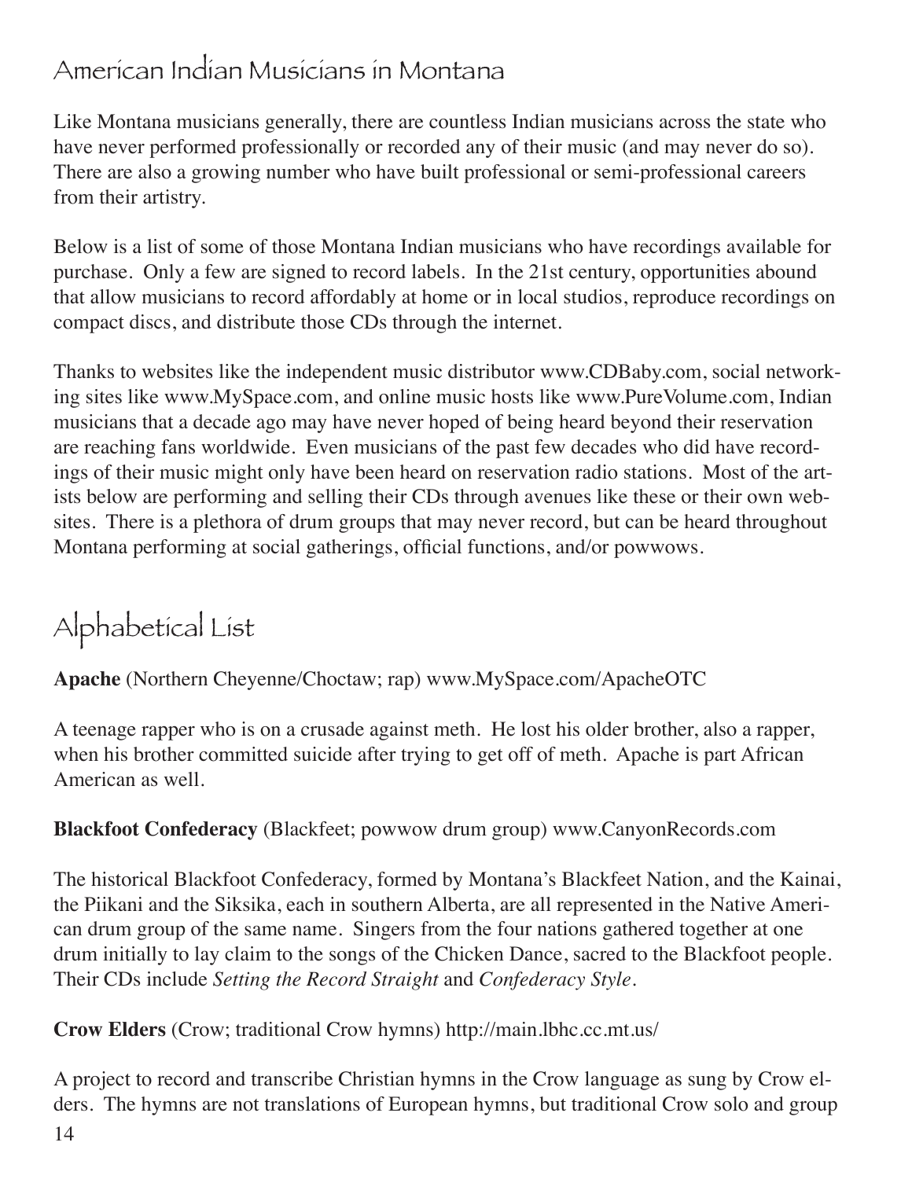## American Indian Musicians in Montana

Like Montana musicians generally, there are countless Indian musicians across the state who have never performed professionally or recorded any of their music (and may never do so). There are also a growing number who have built professional or semi-professional careers from their artistry.

Below is a list of some of those Montana Indian musicians who have recordings available for purchase. Only a few are signed to record labels. In the 21st century, opportunities abound that allow musicians to record affordably at home or in local studios, reproduce recordings on compact discs, and distribute those CDs through the internet.

Thanks to websites like the independent music distributor www.CDBaby.com, social networking sites like www.MySpace.com, and online music hosts like www.PureVolume.com, Indian musicians that a decade ago may have never hoped of being heard beyond their reservation are reaching fans worldwide. Even musicians of the past few decades who did have recordings of their music might only have been heard on reservation radio stations. Most of the artists below are performing and selling their CDs through avenues like these or their own websites. There is a plethora of drum groups that may never record, but can be heard throughout Montana performing at social gatherings, official functions, and/or powwows.

## Alphabetical List

**Apache** (Northern Cheyenne/Choctaw; rap) www.MySpace.com/ApacheOTC

A teenage rapper who is on a crusade against meth. He lost his older brother, also a rapper, when his brother committed suicide after trying to get off of meth. Apache is part African American as well.

**Blackfoot Confederacy** (Blackfeet; powwow drum group) www.CanyonRecords.com

The historical Blackfoot Confederacy, formed by Montana's Blackfeet Nation, and the Kainai, the Piikani and the Siksika, each in southern Alberta, are all represented in the Native American drum group of the same name. Singers from the four nations gathered together at one drum initially to lay claim to the songs of the Chicken Dance, sacred to the Blackfoot people. Their CDs include *Setting the Record Straight* and *Confederacy Style*.

**Crow Elders** (Crow; traditional Crow hymns) http://main.lbhc.cc.mt.us/

A project to record and transcribe Christian hymns in the Crow language as sung by Crow elders. The hymns are not translations of European hymns, but traditional Crow solo and group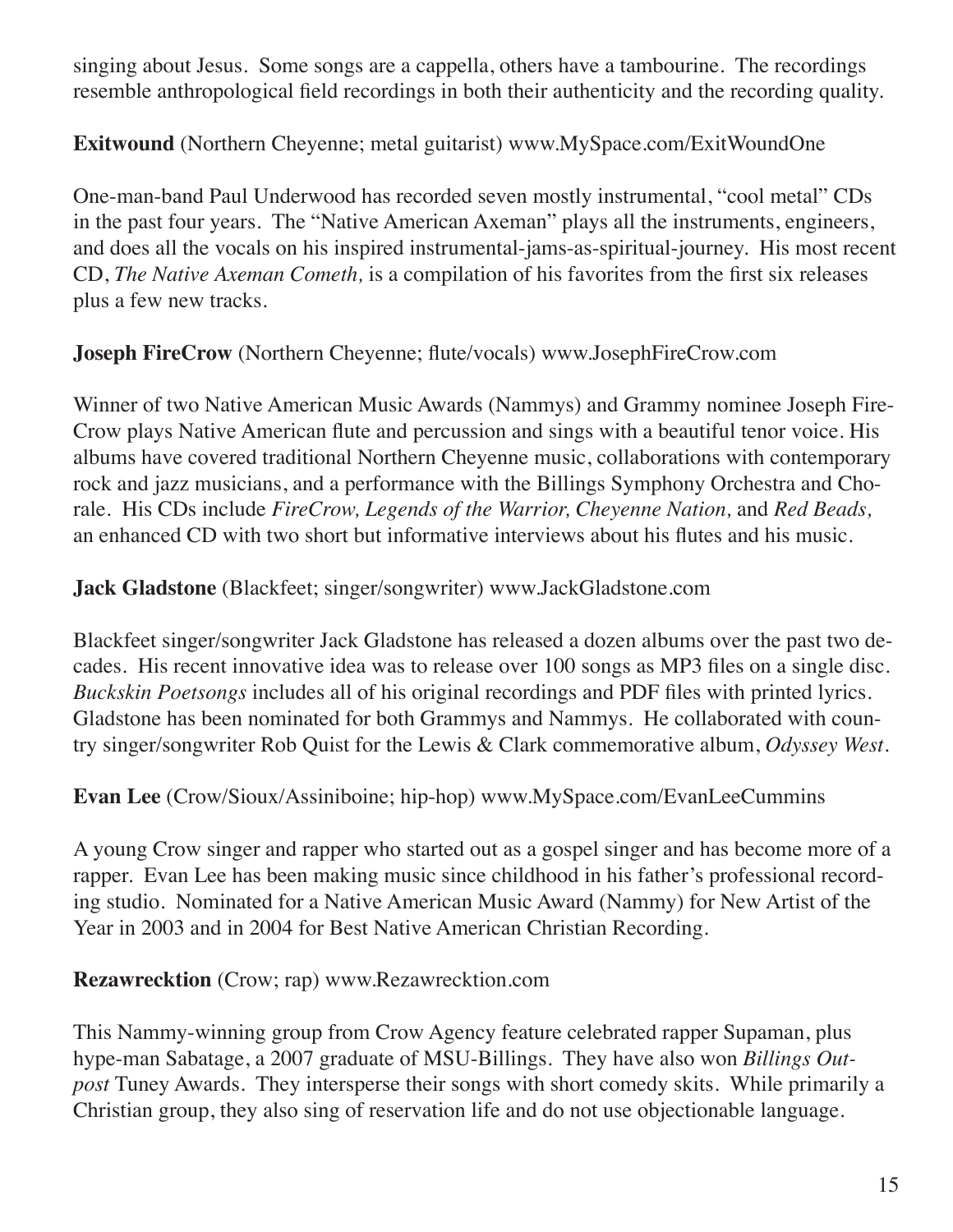singing about Jesus. Some songs are a cappella, others have a tambourine. The recordings resemble anthropological field recordings in both their authenticity and the recording quality.

**Exitwound** (Northern Cheyenne; metal guitarist) www.MySpace.com/ExitWoundOne

One-man-band Paul Underwood has recorded seven mostly instrumental, "cool metal" CDs in the past four years. The "Native American Axeman" plays all the instruments, engineers, and does all the vocals on his inspired instrumental-jams-as-spiritual-journey. His most recent CD, *The Native Axeman Cometh,* is a compilation of his favorites from the first six releases plus a few new tracks.

**Joseph FireCrow** (Northern Cheyenne; flute/vocals) www.JosephFireCrow.com

Winner of two Native American Music Awards (Nammys) and Grammy nominee Joseph FireCrow plays Native American flute and percussion and sings with a beautiful tenor voice. His albums have covered traditional Northern Cheyenne music, collaborations with contemporary rock and jazz musicians, and a performance with the Billings Symphony Orchestra and Chorale. His CDs include *FireCrow, Legends of the Warrior, Cheyenne Nation,* and *Red Beads,* an enhanced CD with two short but informative interviews about his flutes and his music.

**Jack Gladstone** (Blackfeet; singer/songwriter) www.JackGladstone.com

Blackfeet singer/songwriter Jack Gladstone has released a dozen albums over the past two decades. His recent innovative idea was to release over 100 songs as MP3 files on a single disc. *Buckskin Poetsongs* includes all of his original recordings and PDF files with printed lyrics. Gladstone has been nominated for both Grammys and Nammys. He collaborated with country singer/songwriter Rob Quist for the Lewis & Clark commemorative album, *Odyssey West*.

**Evan Lee** (Crow/Sioux/Assiniboine; hip-hop) www.MySpace.com/EvanLeeCummins

A young Crow singer and rapper who started out as a gospel singer and has become more of a rapper. Evan Lee has been making music since childhood in his father's professional recording studio. Nominated for a Native American Music Award (Nammy) for New Artist of the Year in 2003 and in 2004 for Best Native American Christian Recording.

**Rezawrecktion** (Crow; rap) www.Rezawrecktion.com

This Nammy-winning group from Crow Agency feature celebrated rapper Supaman, plus hype-man Sabatage, a 2007 graduate of MSU-Billings. They have also won *Billings Outpost* Tuney Awards. They intersperse their songs with short comedy skits. While primarily a Christian group, they also sing of reservation life and do not use objectionable language.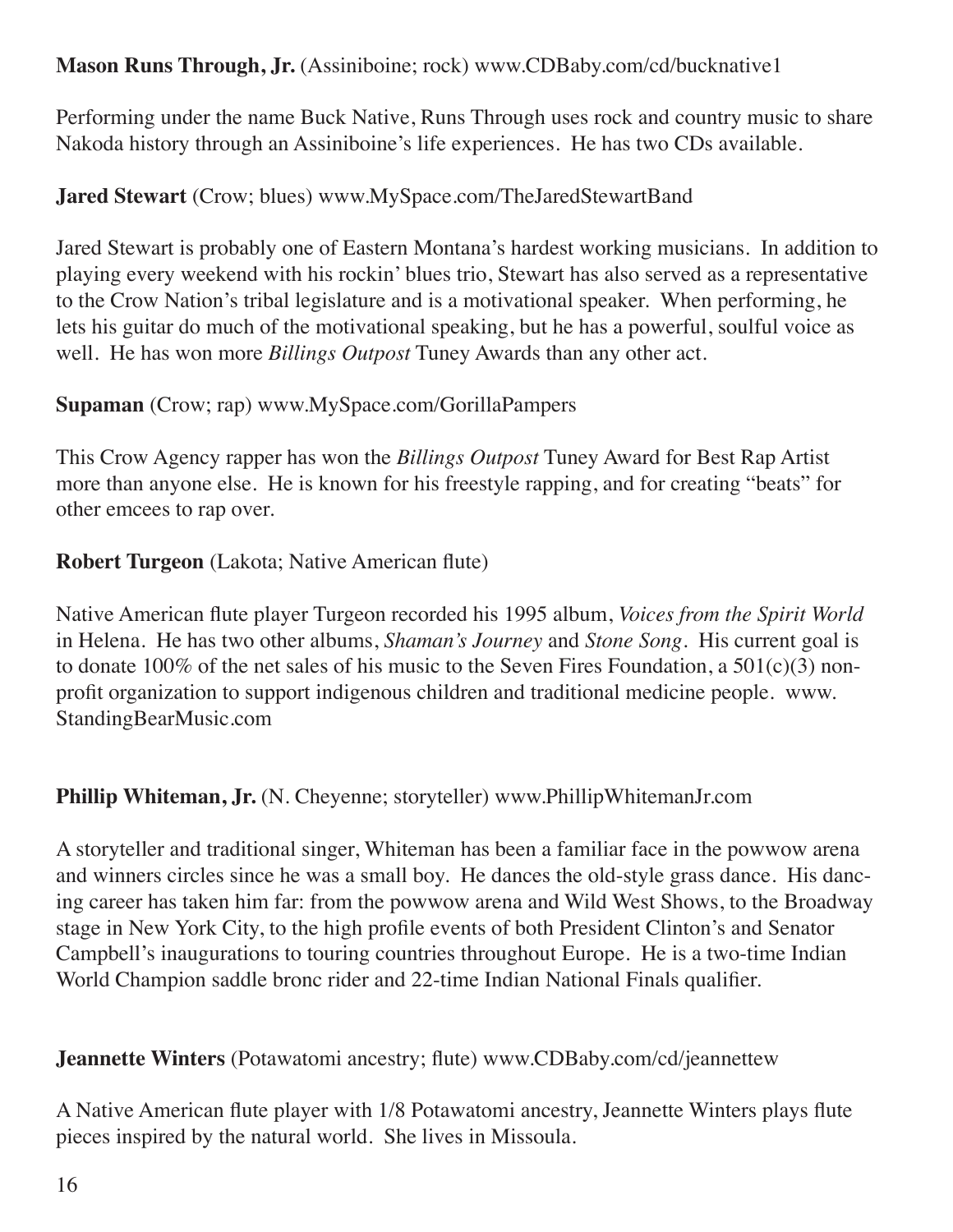**Mason Runs Through, Jr.** (Assiniboine; rock) www.CDBaby.com/cd/bucknative1

Performing under the name Buck Native, Runs Through uses rock and country music to share Nakoda history through an Assiniboine's life experiences. He has two CDs available.

**Jared Stewart** (Crow; blues) www.MySpace.com/TheJaredStewartBand

Jared Stewart is probably one of Eastern Montana's hardest working musicians. In addition to playing every weekend with his rockin' blues trio, Stewart has also served as a representative to the Crow Nation's tribal legislature and is a motivational speaker. When performing, he lets his guitar do much of the motivational speaking, but he has a powerful, soulful voice as well. He has won more *Billings Outpost* Tuney Awards than any other act.

**Supaman** (Crow; rap) www.MySpace.com/GorillaPampers

This Crow Agency rapper has won the *Billings Outpost* Tuney Award for Best Rap Artist more than anyone else. He is known for his freestyle rapping, and for creating "beats" for other emcees to rap over.

**Robert Turgeon** (Lakota; Native American flute)

Native American flute player Turgeon recorded his 1995 album, *Voices from the Spirit World* in Helena. He has two other albums, *Shaman's Journey* and *Stone Song*. His current goal is to donate 100% of the net sales of his music to the Seven Fires Foundation, a 501(c)(3) non-profit organization to support indigenous children and traditional medicine people. www.StandingBearMusic.com

**Phillip Whiteman, Jr.** (N. Cheyenne; storyteller) www.PhillipWhitemanJr.com

A storyteller and traditional singer, Whiteman has been a familiar face in the powwow arena and winners circles since he was a small boy. He dances the old-style grass dance. His dancing career has taken him far: from the powwow arena and Wild West Shows, to the Broadway stage in New York City, to the high profile events of both President Clinton's and Senator Campbell's inaugurations to touring countries throughout Europe. He is a two-time Indian World Champion saddle bronc rider and 22-time Indian National Finals qualifier.

**Jeannette Winters** (Potawatomi ancestry; flute) www.CDBaby.com/cd/jeannettew

A Native American flute player with 1/8 Potawatomi ancestry, Jeannette Winters plays flute pieces inspired by the natural world. She lives in Missoula.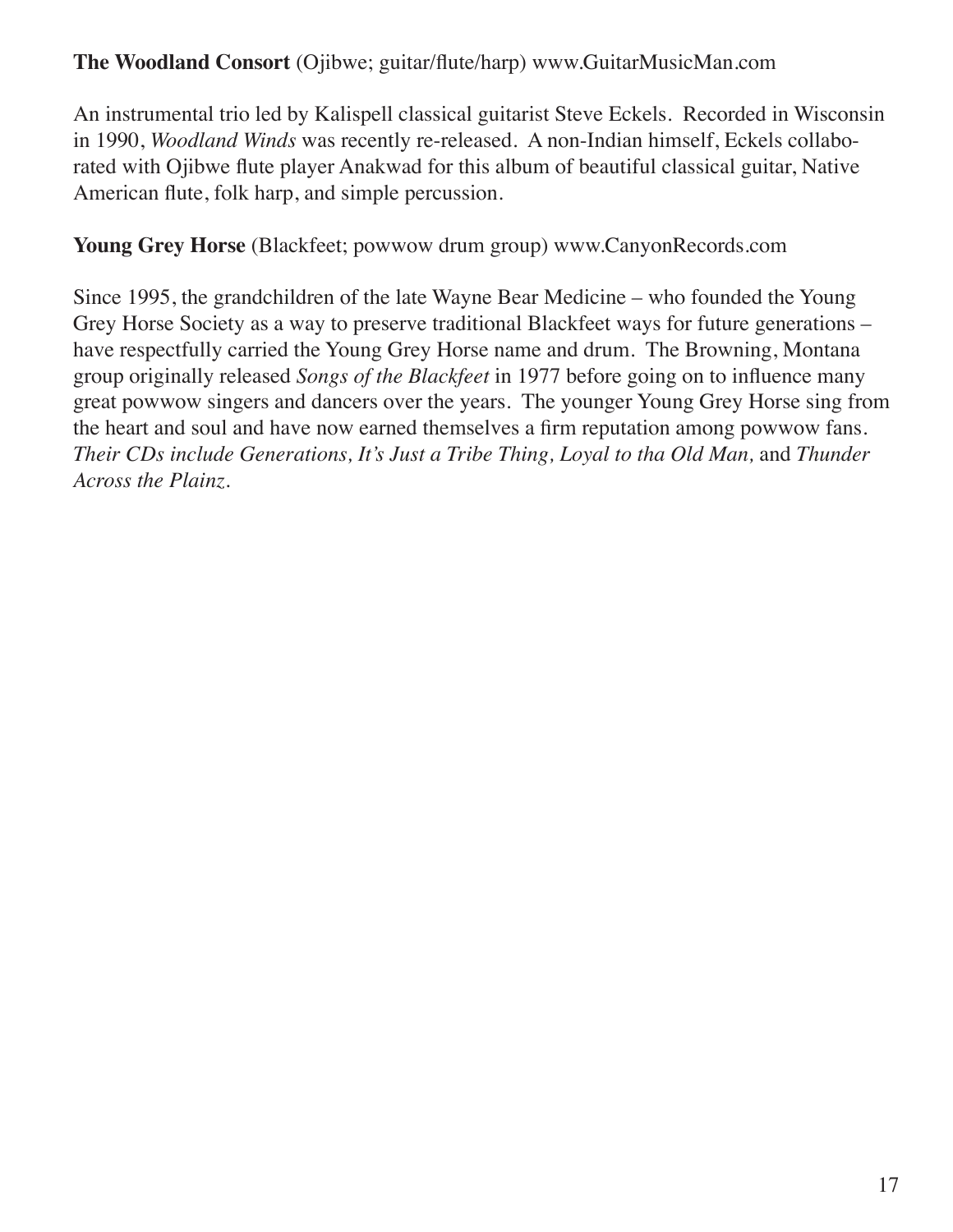**The Woodland Consort** (Ojibwe; guitar/flute/harp) www.GuitarMusicMan.com

An instrumental trio led by Kalispell classical guitarist Steve Eckels. Recorded in Wisconsin in 1990, *Woodland Winds* was recently re-released. A non-Indian himself, Eckels collaborated with Ojibwe flute player Anakwad for this album of beautiful classical guitar, Native American flute, folk harp, and simple percussion.

**Young Grey Horse** (Blackfeet; powwow drum group) www.CanyonRecords.com

Since 1995, the grandchildren of the late Wayne Bear Medicine – who founded the Young Grey Horse Society as a way to preserve traditional Blackfeet ways for future generations – have respectfully carried the Young Grey Horse name and drum. The Browning, Montana group originally released *Songs of the Blackfeet* in 1977 before going on to influence many great powwow singers and dancers over the years. The younger Young Grey Horse sing from the heart and soul and have now earned themselves a firm reputation among powwow fans. *Their CDs include Generations, It's Just a Tribe Thing, Loyal to tha Old Man,* and *Thunder Across the Plainz.*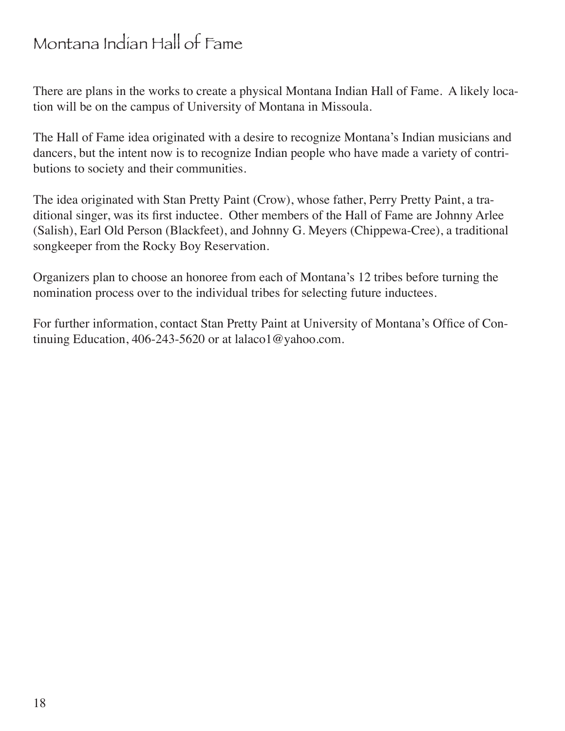# Montana Indian Hall of Fame

There are plans in the works to create a physical Montana Indian Hall of Fame. A likely location will be on the campus of University of Montana in Missoula.

The Hall of Fame idea originated with a desire to recognize Montana's Indian musicians and dancers, but the intent now is to recognize Indian people who have made a variety of contributions to society and their communities.

The idea originated with Stan Pretty Paint (Crow), whose father, Perry Pretty Paint, a traditional singer, was its first inductee. Other members of the Hall of Fame are Johnny Arlee (Salish), Earl Old Person (Blackfeet), and Johnny G. Meyers (Chippewa-Cree), a traditional songkeeper from the Rocky Boy Reservation.

Organizers plan to choose an honoree from each of Montana's 12 tribes before turning the nomination process over to the individual tribes for selecting future inductees.

For further information, contact Stan Pretty Paint at University of Montana's Office of Continuing Education, 406-243-5620 or at lalaco1@yahoo.com.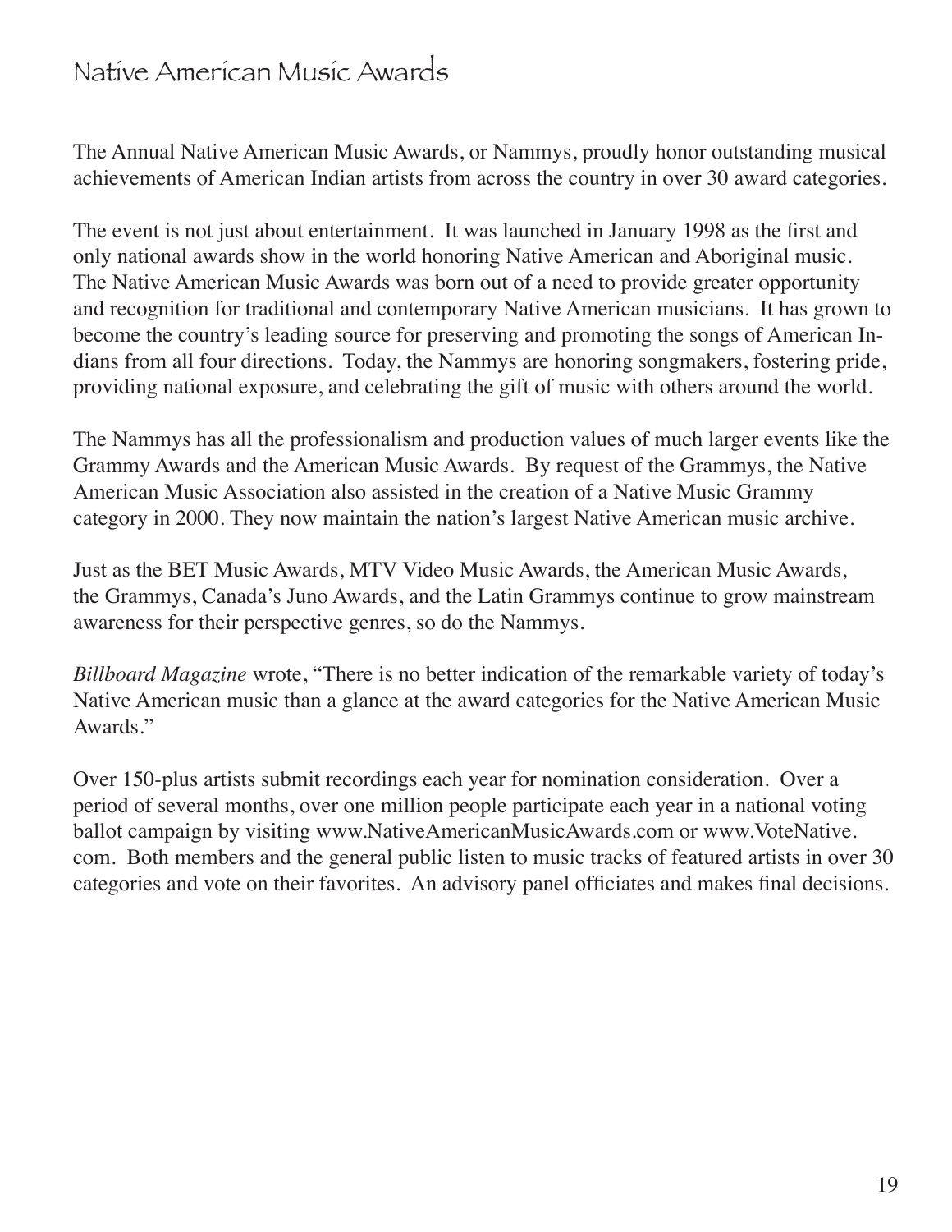# Native American Music Awards

The Annual Native American Music Awards, or Nammys, proudly honor outstanding musical achievements of American Indian artists from across the country in over 30 award categories.

The event is not just about entertainment. It was launched in January 1998 as the first and only national awards show in the world honoring Native American and Aboriginal music. The Native American Music Awards was born out of a need to provide greater opportunity and recognition for traditional and contemporary Native American musicians. It has grown to become the country's leading source for preserving and promoting the songs of American Indians from all four directions. Today, the Nammys are honoring songmakers, fostering pride, providing national exposure, and celebrating the gift of music with others around the world.

The Nammys has all the professionalism and production values of much larger events like the Grammy Awards and the American Music Awards. By request of the Grammys, the Native American Music Association also assisted in the creation of a Native Music Grammy category in 2000. They now maintain the nation's largest Native American music archive.

Just as the BET Music Awards, MTV Video Music Awards, the American Music Awards, the Grammys, Canada's Juno Awards, and the Latin Grammys continue to grow mainstream awareness for their perspective genres, so do the Nammys.

*Billboard Magazine* wrote, "There is no better indication of the remarkable variety of today's Native American music than a glance at the award categories for the Native American Music Awards."

Over 150-plus artists submit recordings each year for nomination consideration. Over a period of several months, over one million people participate each year in a national voting ballot campaign by visiting www.NativeAmericanMusicAwards.com or www.VoteNative.com. Both members and the general public listen to music tracks of featured artists in over 30 categories and vote on their favorites. An advisory panel officiates and makes final decisions.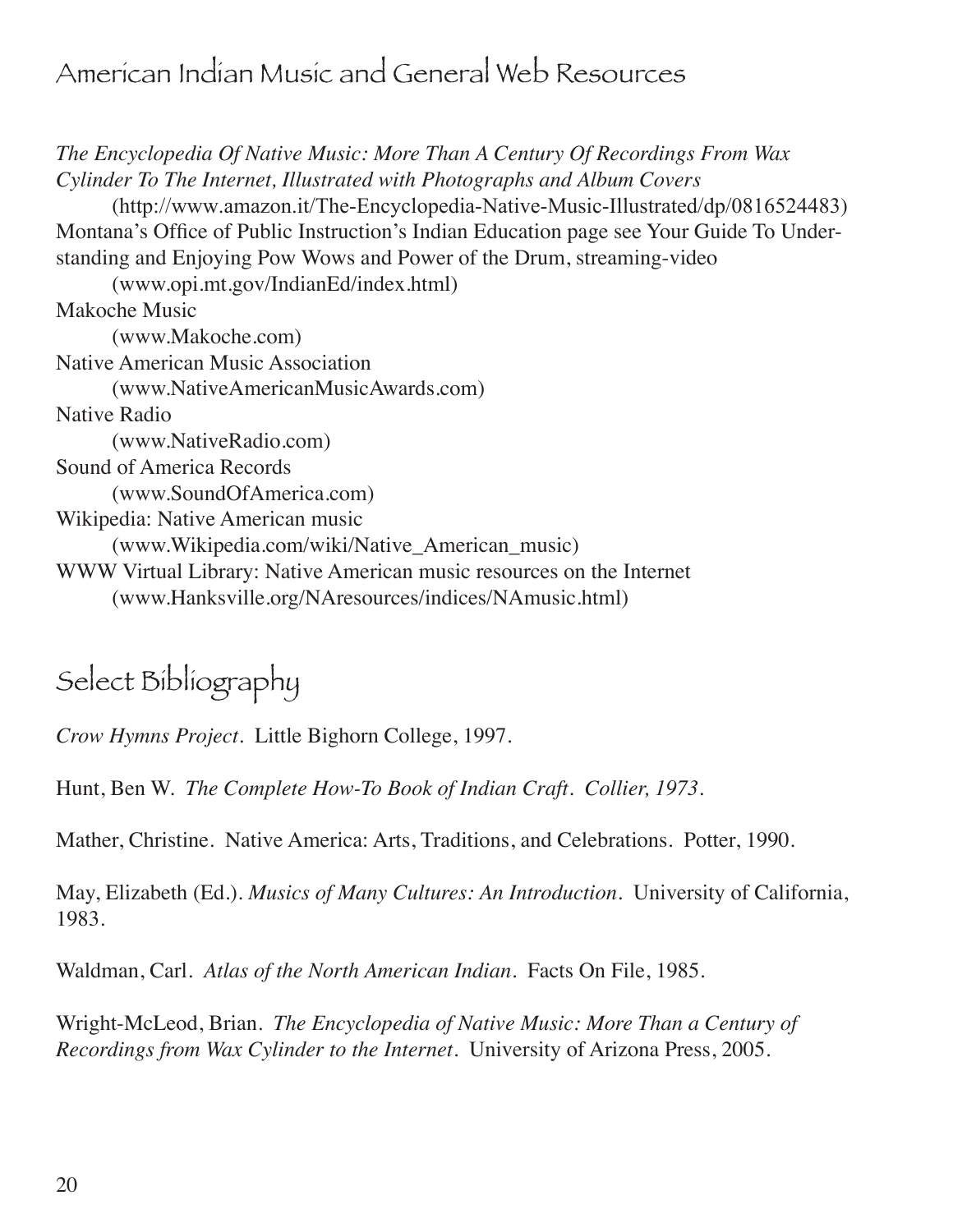## American Indian Music and General Web Resources

*The Encyclopedia Of Native Music: More Than A Century Of Recordings From Wax Cylinder To The Internet, Illustrated with Photographs and Album Covers*
(http://www.amazon.it/The-Encyclopedia-Native-Music-Illustrated/dp/0816524483)

Montana's Office of Public Instruction's Indian Education page see Your Guide To Understanding and Enjoying Pow Wows and Power of the Drum, streaming-video
(www.opi.mt.gov/IndianEd/index.html)

Makoche Music
(www.Makoche.com)

Native American Music Association
(www.NativeAmericanMusicAwards.com)

Native Radio
(www.NativeRadio.com)

Sound of America Records
(www.SoundOfAmerica.com)

Wikipedia: Native American music
(www.Wikipedia.com/wiki/Native_American_music)

WWW Virtual Library: Native American music resources on the Internet
(www.Hanksville.org/NAresources/indices/NAmusic.html)

## Select Bibliography

*Crow Hymns Project*. Little Bighorn College, 1997.

Hunt, Ben W. *The Complete How-To Book of Indian Craft. Collier, 1973.*

Mather, Christine. Native America: Arts, Traditions, and Celebrations. Potter, 1990.

May, Elizabeth (Ed.). *Musics of Many Cultures: An Introduction*. University of California, 1983.

Waldman, Carl. *Atlas of the North American Indian*. Facts On File, 1985.

Wright-McLeod, Brian. *The Encyclopedia of Native Music: More Than a Century of Recordings from Wax Cylinder to the Internet*. University of Arizona Press, 2005.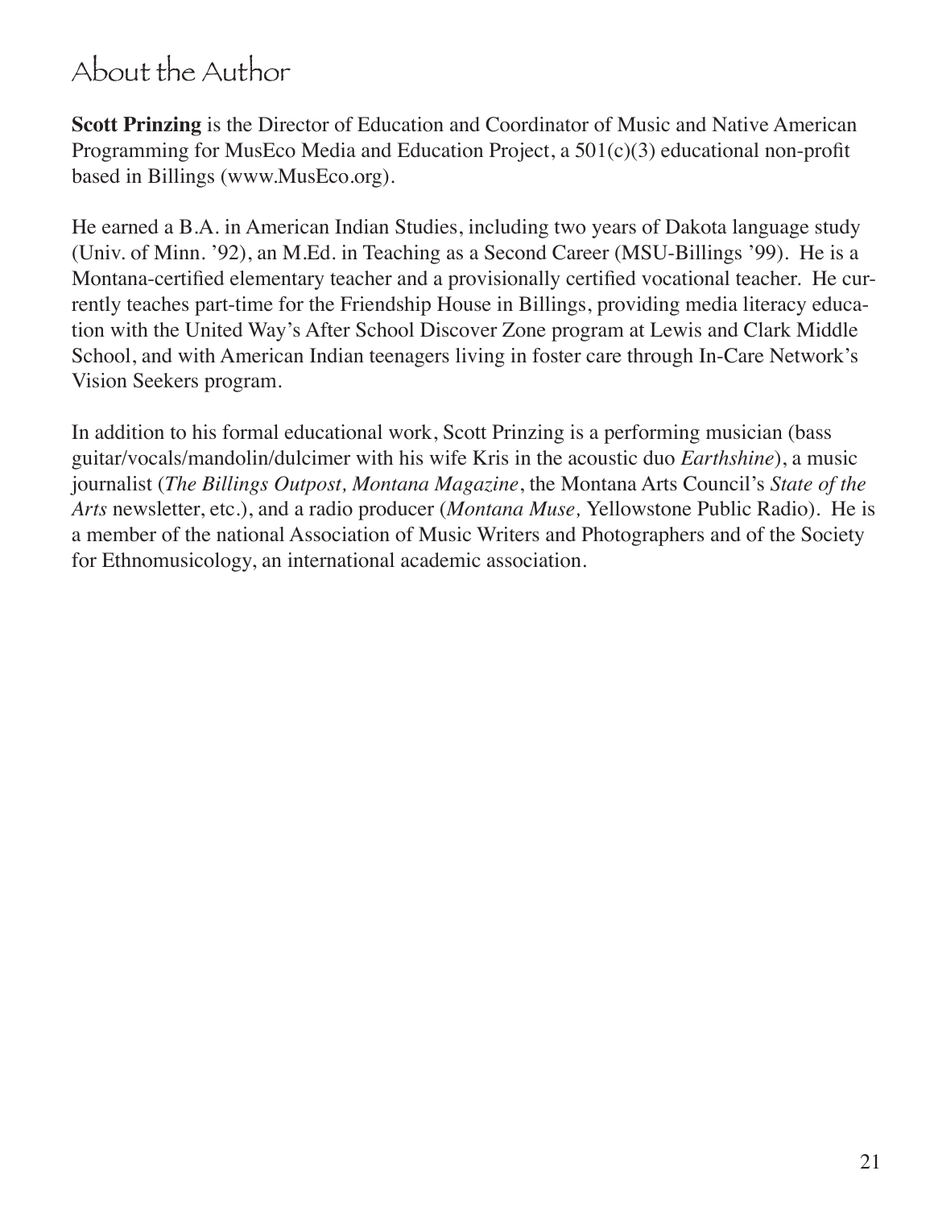# About the Author

**Scott Prinzing** is the Director of Education and Coordinator of Music and Native American Programming for MusEco Media and Education Project, a 501(c)(3) educational non-profit based in Billings (www.MusEco.org).

He earned a B.A. in American Indian Studies, including two years of Dakota language study (Univ. of Minn. '92), an M.Ed. in Teaching as a Second Career (MSU-Billings '99). He is a Montana-certified elementary teacher and a provisionally certified vocational teacher. He currently teaches part-time for the Friendship House in Billings, providing media literacy education with the United Way's After School Discover Zone program at Lewis and Clark Middle School, and with American Indian teenagers living in foster care through In-Care Network's Vision Seekers program.

In addition to his formal educational work, Scott Prinzing is a performing musician (bass guitar/vocals/mandolin/dulcimer with his wife Kris in the acoustic duo *Earthshine*), a music journalist (*The Billings Outpost, Montana Magazine*, the Montana Arts Council's *State of the Arts* newsletter, etc.), and a radio producer (*Montana Muse,* Yellowstone Public Radio). He is a member of the national Association of Music Writers and Photographers and of the Society for Ethnomusicology, an international academic association.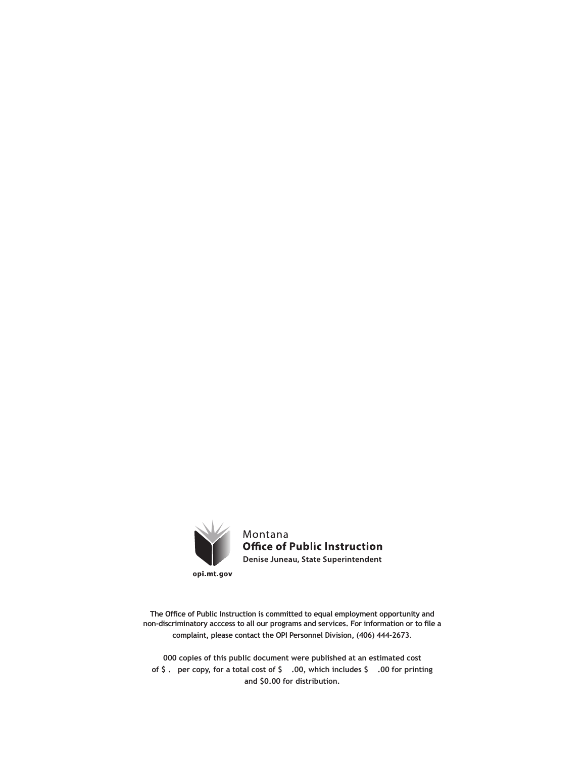Montana
**Office of Public Instruction**
Denise Juneau, State Superintendent

opi.mt.gov

The Office of Public Instruction is committed to equal employment opportunity and non-discriminatory acccess to all our programs and services. For information or to file a complaint, please contact the OPI Personnel Division, (406) 444-2673.

000 copies of this public document were published at an estimated cost of $ . per copy, for a total cost of $ .00, which includes $ .00 for printing and $0.00 for distribution.